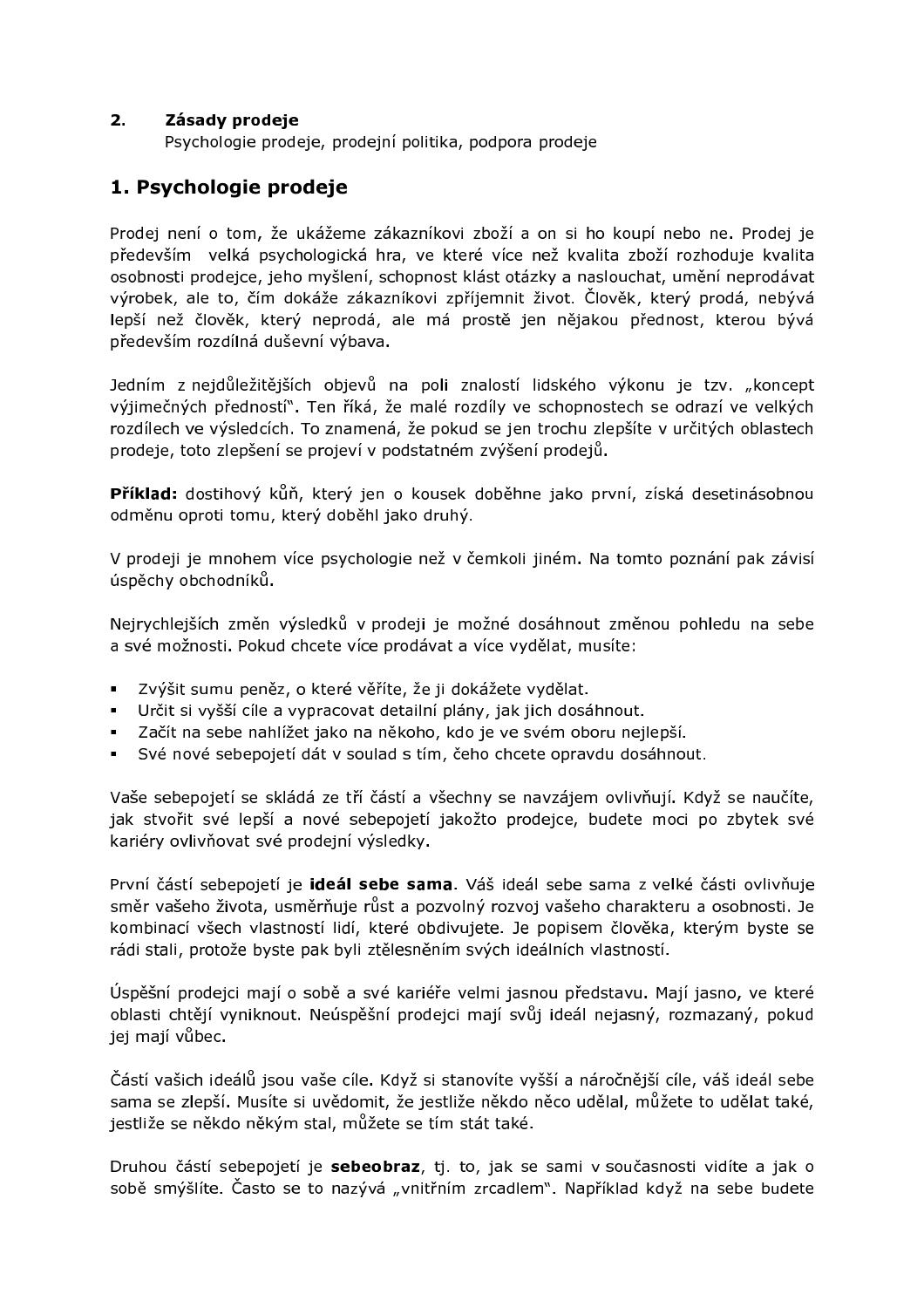**2. Zásady prodeje**

Psychologie prodeje, prodejní politika, podpora prodeje

## 1. Psychologie prodeje

Prodej není o tom, že ukážeme zákazníkovi zboží a on si ho koupí nebo ne. Prodej je především velká psychologická hra, ve které více než kvalita zboží rozhoduje kvalita osobnosti prodejce, jeho myšlení, schopnost klást otázky a naslouchat, umění neprodávat výrobek, ale to, čím dokáže zákazníkovi zpříjemnit život. Člověk, který prodá, nebývá lepší než člověk, který neprodá, ale má prostě jen nějakou přednost, kterou bývá především rozdílná duševní výbava.

Jedním z nejdůležitějších objevů na poli znalostí lidského výkonu je tzv. „koncept výjimečných předností". Ten říká, že malé rozdíly ve schopnostech se odrazí ve velkých rozdílech ve výsledcích. To znamená, že pokud se jen trochu zlepšíte v určitých oblastech prodeje, toto zlepšení se projeví v podstatném zvýšení prodejů.

**Příklad:** dostihový kůň, který jen o kousek doběhne jako první, získá desetinásobnou odměnu oproti tomu, který doběhl jako druhý.

V prodeji je mnohem více psychologie než v čemkoli jiném. Na tomto poznání pak závisí úspěchy obchodníků.

Nejrychlejších změn výsledků v prodeji je možné dosáhnout změnou pohledu na sebe a své možnosti. Pokud chcete více prodávat a více vydělat, musíte:

- Zvýšit sumu peněz, o které věříte, že ji dokážete vydělat.
- Určit si vyšší cíle a vypracovat detailní plány, jak jich dosáhnout.
- Začít na sebe nahlížet jako na někoho, kdo je ve svém oboru nejlepší.
- Své nové sebepojetí dát v soulad s tím, čeho chcete opravdu dosáhnout.

Vaše sebepojetí se skládá ze tří částí a všechny se navzájem ovlivňují. Když se naučíte, jak stvořit své lepší a nové sebepojetí jakožto prodejce, budete moci po zbytek své kariéry ovlivňovat své prodejní výsledky.

První částí sebepojetí je **ideál sebe sama**. Váš ideál sebe sama z velké části ovlivňuje směr vašeho života, usměrňuje růst a pozvolný rozvoj vašeho charakteru a osobnosti. Je kombinací všech vlastností lidí, které obdivujete. Je popisem člověka, kterým byste se rádi stali, protože byste pak byli ztělesněním svých ideálních vlastností.

Úspěšní prodejci mají o sobě a své kariéře velmi jasnou představu. Mají jasno, ve které oblasti chtějí vyniknout. Neúspěšní prodejci mají svůj ideál nejasný, rozmazaný, pokud jej mají vůbec.

Částí vašich ideálů jsou vaše cíle. Když si stanovíte vyšší a náročnější cíle, váš ideál sebe sama se zlepší. Musíte si uvědomit, že jestliže někdo něco udělal, můžete to udělat také, jestliže se někdo někým stal, můžete se tím stát také.

Druhou částí sebepojetí je **sebeobraz**, tj. to, jak se sami v současnosti vidíte a jak o sobě smýšlíte. Často se to nazývá „vnitřním zrcadlem". Například když na sebe budete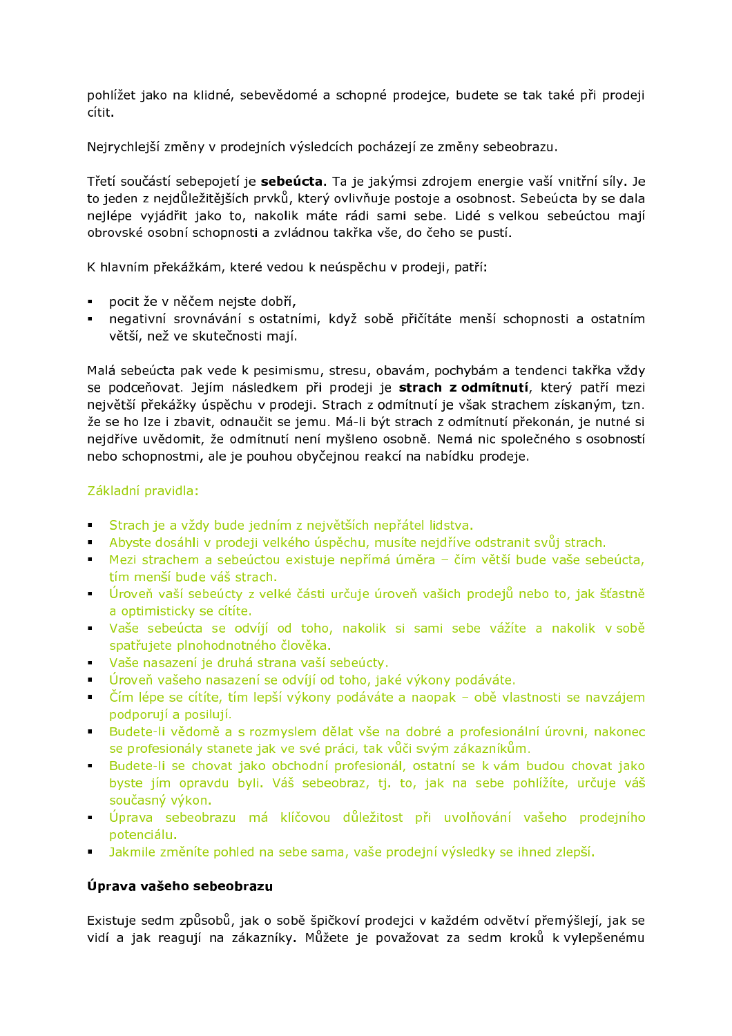pohlížet jako na klidné, sebevědomé a schopné prodejce, budete se tak také při prodeji cítit.

Nejrychlejší změny v prodejních výsledcích pocházejí ze změny sebeobrazu.

Třetí součástí sebepojetí je **sebeúcta**. Ta je jakýmsi zdrojem energie vaší vnitřní síly. Je to jeden z nejdůležitějších prvků, který ovlivňuje postoje a osobnost. Sebeúcta by se dala nejlépe vyjádřit jako to, nakolik máte rádi sami sebe. Lidé s velkou sebeúctou mají obrovské osobní schopnosti a zvládnou takřka vše, do čeho se pustí.

K hlavním překážkám, které vedou k neúspěchu v prodeji, patří:

- pocit že v něčem nejste dobří,
- negativní srovnávání s ostatními, když sobě přičítáte menší schopnosti a ostatním větší, než ve skutečnosti mají.

Malá sebeúcta pak vede k pesimismu, stresu, obavám, pochybám a tendenci takřka vždy se podceňovat. Jejím následkem při prodeji je **strach z odmítnutí**, který patří mezi největší překážky úspěchu v prodeji. Strach z odmítnutí je však strachem získaným, tzn. že se ho lze i zbavit, odnaučit se jemu. Má-li být strach z odmítnutí překonán, je nutné si nejdříve uvědomit, že odmítnutí není myšleno osobně. Nemá nic společného s osobností nebo schopnostmi, ale je pouhou obyčejnou reakcí na nabídku prodeje.

Základní pravidla:

- Strach je a vždy bude jedním z největších nepřátel lidstva.
- Abyste dosáhli v prodeji velkého úspěchu, musíte nejdříve odstranit svůj strach.
- Mezi strachem a sebeúctou existuje nepřímá úměra – čím větší bude vaše sebeúcta, tím menší bude váš strach.
- Úroveň vaší sebeúcty z velké části určuje úroveň vašich prodejů nebo to, jak šťastně a optimisticky se cítíte.
- Vaše sebeúcta se odvíjí od toho, nakolik si sami sebe vážíte a nakolik v sobě spatřujete plnohodnotného člověka.
- Vaše nasazení je druhá strana vaší sebeúcty.
- Úroveň vašeho nasazení se odvíjí od toho, jaké výkony podáváte.
- Čím lépe se cítíte, tím lepší výkony podáváte a naopak – obě vlastnosti se navzájem podporují a posilují.
- Budete-li vědomě a s rozmyslem dělat vše na dobré a profesionální úrovni, nakonec se profesionály stanete jak ve své práci, tak vůči svým zákazníkům.
- Budete-li se chovat jako obchodní profesionál, ostatní se k vám budou chovat jako byste jím opravdu byli. Váš sebeobraz, tj. to, jak na sebe pohlížíte, určuje váš současný výkon.
- Úprava sebeobrazu má klíčovou důležitost při uvolňování vašeho prodejního potenciálu.
- Jakmile změníte pohled na sebe sama, vaše prodejní výsledky se ihned zlepší.

**Úprava vašeho sebeobrazu**

Existuje sedm způsobů, jak o sobě špičkoví prodejci v každém odvětví přemýšlejí, jak se vidí a jak reagují na zákazníky. Můžete je považovat za sedm kroků k vylepšenému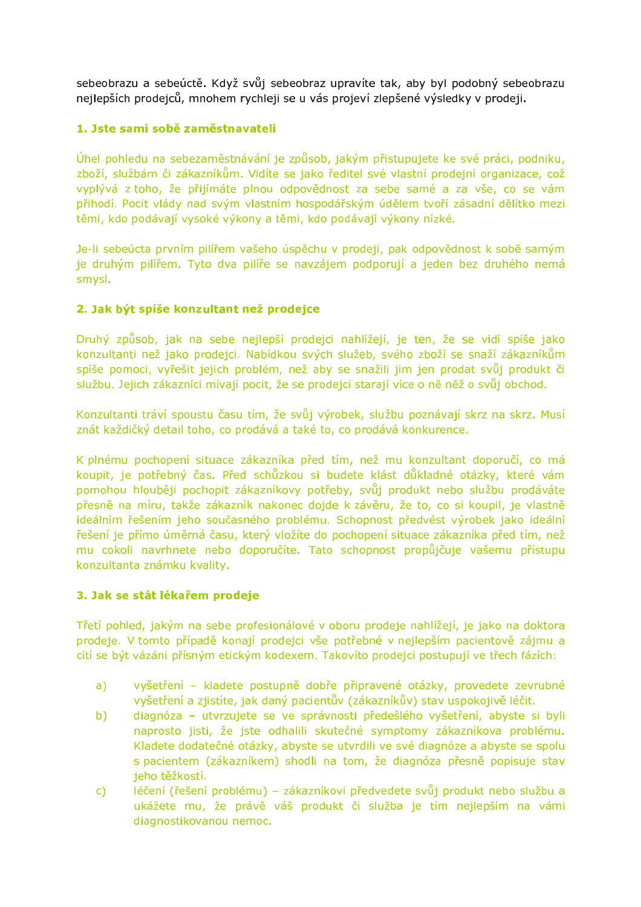sebeobrazu a sebeúctě. Když svůj sebeobraz upravíte tak, aby byl podobný sebeobrazu nejlepších prodejců, mnohem rychleji se u vás projeví zlepšené výsledky v prodeji.

### 1. Jste sami sobě zaměstnavateli

Úhel pohledu na sebezaměstnávání je způsob, jakým přistupujete ke své práci, podniku, zboží, službám či zákazníkům. Vidíte se jako ředitel své vlastní prodejní organizace, což vyplývá z toho, že přijímáte plnou odpovědnost za sebe samé a za vše, co se vám přihodí. Pocit vlády nad svým vlastním hospodářským údělem tvoří zásadní dělítko mezi těmi, kdo podávají vysoké výkony a těmi, kdo podávají výkony nízké.

Je-li sebeúcta prvním pilířem vašeho úspěchu v prodeji, pak odpovědnost k sobě samým je druhým pilířem. Tyto dva pilíře se navzájem podporují a jeden bez druhého nemá smysl.

### 2. Jak být spíše konzultant než prodejce

Druhý způsob, jak na sebe nejlepší prodejci nahlížejí, je ten, že se vidí spíše jako konzultanti než jako prodejci. Nabídkou svých služeb, svého zboží se snaží zákazníkům spíše pomoci, vyřešit jejich problém, než aby se snažili jim jen prodat svůj produkt či službu. Jejich zákazníci mívají pocit, že se prodejci starají více o ně něž o svůj obchod.

Konzultanti tráví spoustu času tím, že svůj výrobek, službu poznávají skrz na skrz. Musí znát každičký detail toho, co prodává a také to, co prodává konkurence.

K plnému pochopení situace zákazníka před tím, než mu konzultant doporučí, co má koupit, je potřebný čas. Před schůzkou si budete klást důkladné otázky, které vám pomohou hlouběji pochopit zákazníkovy potřeby, svůj produkt nebo službu prodáváte přesně na míru, takže zákazník nakonec dojde k závěru, že to, co si koupil, je vlastně ideálním řešením jeho současného problému. Schopnost předvést výrobek jako ideální řešení je přímo úměrná času, který vložíte do pochopení situace zákazníka před tím, než mu cokoli navrhnete nebo doporučíte. Tato schopnost propůjčuje vašemu přístupu konzultanta známku kvality.

### 3. Jak se stát lékařem prodeje

Třetí pohled, jakým na sebe profesionálové v oboru prodeje nahlížejí, je jako na doktora prodeje. V tomto případě konají prodejci vše potřebné v nejlepším pacientově zájmu a cítí se být vázáni přísným etickým kodexem. Takovíto prodejci postupují ve třech fázích:

a) vyšetření – kladete postupně dobře připravené otázky, provedete zevrubné vyšetření a zjistíte, jak daný pacientův (zákazníkův) stav uspokojivě léčit.

b) diagnóza – utvrzujete se ve správnosti předešlého vyšetření, abyste si byli naprosto jisti, že jste odhalili skutečné symptomy zákazníkova problému. Kladete dodatečné otázky, abyste se utvrdili ve své diagnóze a abyste se spolu s pacientem (zákazníkem) shodli na tom, že diagnóza přesně popisuje stav jeho těžkostí.

c) léčení (řešení problému) – zákazníkovi předvedete svůj produkt nebo službu a ukážete mu, že právě váš produkt či služba je tím nejlepším na vámi diagnostikovanou nemoc.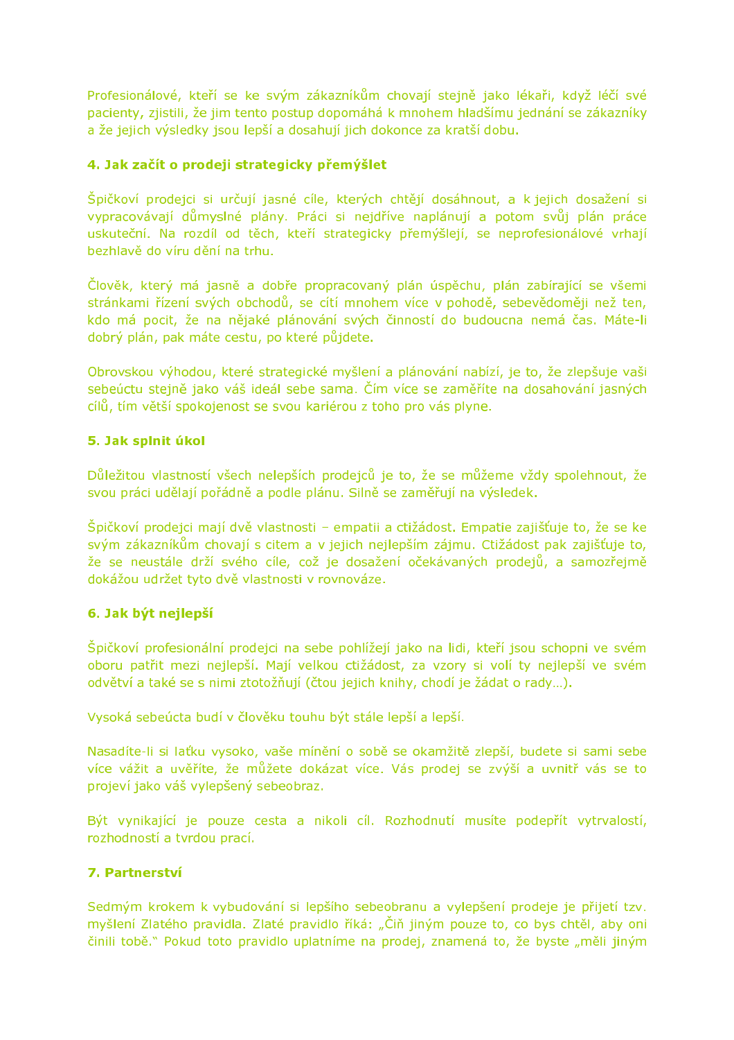Profesionálové, kteří se ke svým zákazníkům chovají stejně jako lékaři, když léčí své pacienty, zjistili, že jim tento postup dopomáhá k mnohem hladšímu jednání se zákazníky a že jejich výsledky jsou lepší a dosahují jich dokonce za kratší dobu.

## 4. Jak začít o prodeji strategicky přemýšlet

Špičkoví prodejci si určují jasné cíle, kterých chtějí dosáhnout, a k jejich dosažení si vypracovávají důmyslné plány. Práci si nejdříve naplánují a potom svůj plán práce uskuteční. Na rozdíl od těch, kteří strategicky přemýšlejí, se neprofesionálové vrhají bezhlavě do víru dění na trhu.

Člověk, který má jasně a dobře propracovaný plán úspěchu, plán zabírající se všemi stránkami řízení svých obchodů, se cítí mnohem více v pohodě, sebevědoměji než ten, kdo má pocit, že na nějaké plánování svých činností do budoucna nemá čas. Máte-li dobrý plán, pak máte cestu, po které půjdete.

Obrovskou výhodou, které strategické myšlení a plánování nabízí, je to, že zlepšuje vaši sebeúctu stejně jako váš ideál sebe sama. Čím více se zaměříte na dosahování jasných cílů, tím větší spokojenost se svou kariérou z toho pro vás plyne.

## 5. Jak splnit úkol

Důležitou vlastností všech nelepších prodejců je to, že se můžeme vždy spolehnout, že svou práci udělají pořádně a podle plánu. Silně se zaměřují na výsledek.

Špičkoví prodejci mají dvě vlastnosti – empatii a ctižádost. Empatie zajišťuje to, že se ke svým zákazníkům chovají s citem a v jejich nejlepším zájmu. Ctižádost pak zajišťuje to, že se neustále drží svého cíle, což je dosažení očekávaných prodejů, a samozřejmě dokážou udržet tyto dvě vlastnosti v rovnováze.

## 6. Jak být nejlepší

Špičkoví profesionální prodejci na sebe pohlížejí jako na lidi, kteří jsou schopni ve svém oboru patřit mezi nejlepší. Mají velkou ctižádost, za vzory si volí ty nejlepší ve svém odvětví a také se s nimi ztotožňují (čtou jejich knihy, chodí je žádat o rady…).

Vysoká sebeúcta budí v člověku touhu být stále lepší a lepší.

Nasadíte-li si laťku vysoko, vaše mínění o sobě se okamžitě zlepší, budete si sami sebe více vážit a uvěříte, že můžete dokázat více. Vás prodej se zvýší a uvnitř vás se to projeví jako váš vylepšený sebeobraz.

Být vynikající je pouze cesta a nikoli cíl. Rozhodnutí musíte podepřít vytrvalostí, rozhodností a tvrdou prací.

## 7. Partnerství

Sedmým krokem k vybudování si lepšího sebeobranu a vylepšení prodeje je přijetí tzv. myšlení Zlatého pravidla. Zlaté pravidlo říká: „Čiň jiným pouze to, co bys chtěl, aby oni činili tobě." Pokud toto pravidlo uplatníme na prodej, znamená to, že byste „měli jiným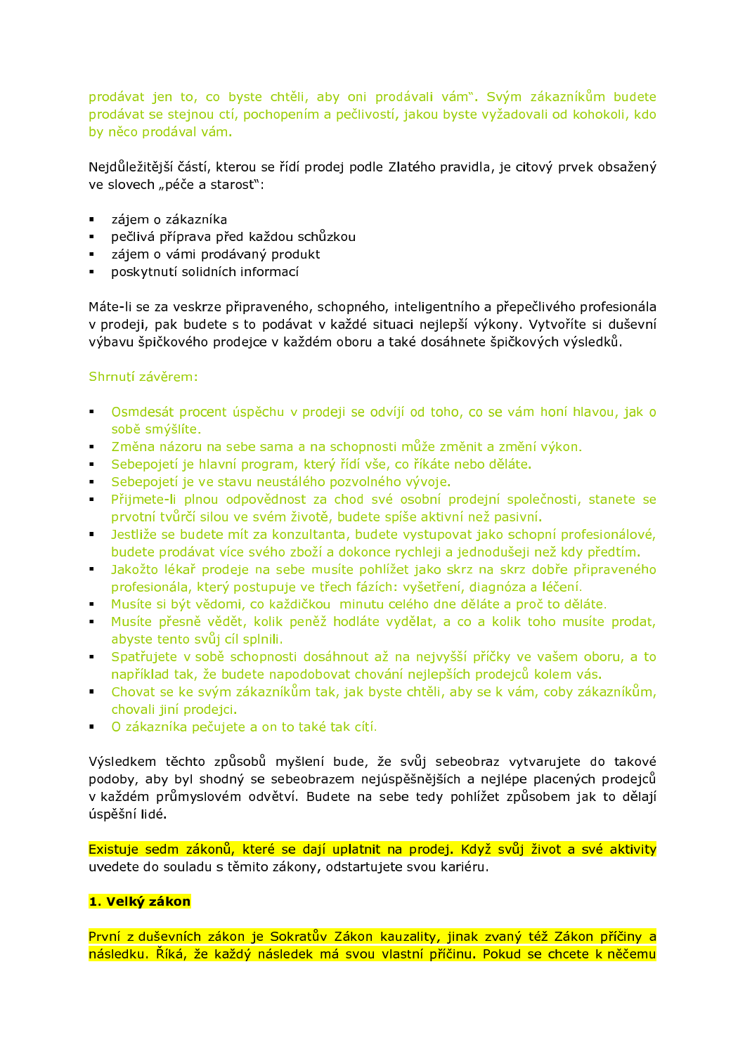prodávat jen to, co byste chtěli, aby oni prodávali vám". Svým zákazníkům budete prodávat se stejnou ctí, pochopením a pečlivostí, jakou byste vyžadovali od kohokoli, kdo by něco prodával vám.

Nejdůležitější částí, kterou se řídí prodej podle Zlatého pravidla, je citový prvek obsažený ve slovech „péče a starost":

- zájem o zákazníka
- pečlivá příprava před každou schůzkou
- zájem o vámi prodávaný produkt
- poskytnutí solidních informací

Máte-li se za veskrze připraveného, schopného, inteligentního a přepečlivého profesionála v prodeji, pak budete s to podávat v každé situaci nejlepší výkony. Vytvoříte si duševní výbavu špičkového prodejce v každém oboru a také dosáhnete špičkových výsledků.

Shrnutí závěrem:

- Osmdesát procent úspěchu v prodeji se odvíjí od toho, co se vám honí hlavou, jak o sobě smýšlíte.
- Změna názoru na sebe sama a na schopnosti může změnit a změní výkon.
- Sebepojetí je hlavní program, který řídí vše, co říkáte nebo děláte.
- Sebepojetí je ve stavu neustálého pozvolného vývoje.
- Přijmete-li plnou odpovědnost za chod své osobní prodejní společnosti, stanete se prvotní tvůrčí silou ve svém životě, budete spíše aktivní než pasivní.
- Jestliže se budete mít za konzultanta, budete vystupovat jako schopní profesionálové, budete prodávat více svého zboží a dokonce rychleji a jednodušeji než kdy předtím.
- Jakožto lékař prodeje na sebe musíte pohlížet jako skrz na skrz dobře připraveného profesionála, který postupuje ve třech fázích: vyšetření, diagnóza a léčení.
- Musíte si být vědomi, co každičkou minutu celého dne děláte a proč to děláte.
- Musíte přesně vědět, kolik peněž hodláte vydělat, a co a kolik toho musíte prodat, abyste tento svůj cíl splnili.
- Spatřujete v sobě schopnosti dosáhnout až na nejvyšší příčky ve vašem oboru, a to například tak, že budete napodobovat chování nejlepších prodejců kolem vás.
- Chovat se ke svým zákazníkům tak, jak byste chtěli, aby se k vám, coby zákazníkům, chovali jiní prodejci.
- O zákazníka pečujete a on to také tak cítí.

Výsledkem těchto způsobů myšlení bude, že svůj sebeobraz vytvarujete do takové podoby, aby byl shodný se sebeobrazem nejúspěšnějších a nejlépe placených prodejců v každém průmyslovém odvětví. Budete na sebe tedy pohlížet způsobem jak to dělají úspěšní lidé.

Existuje sedm zákonů, které se dají uplatnit na prodej. Když svůj život a své aktivity uvedete do souladu s těmito zákony, odstartujete svou kariéru.

**1. Velký zákon**

První z duševních zákon je Sokratův Zákon kauzality, jinak zvaný též Zákon příčiny a následku. Říká, že každý následek má svou vlastní příčinu. Pokud se chcete k něčemu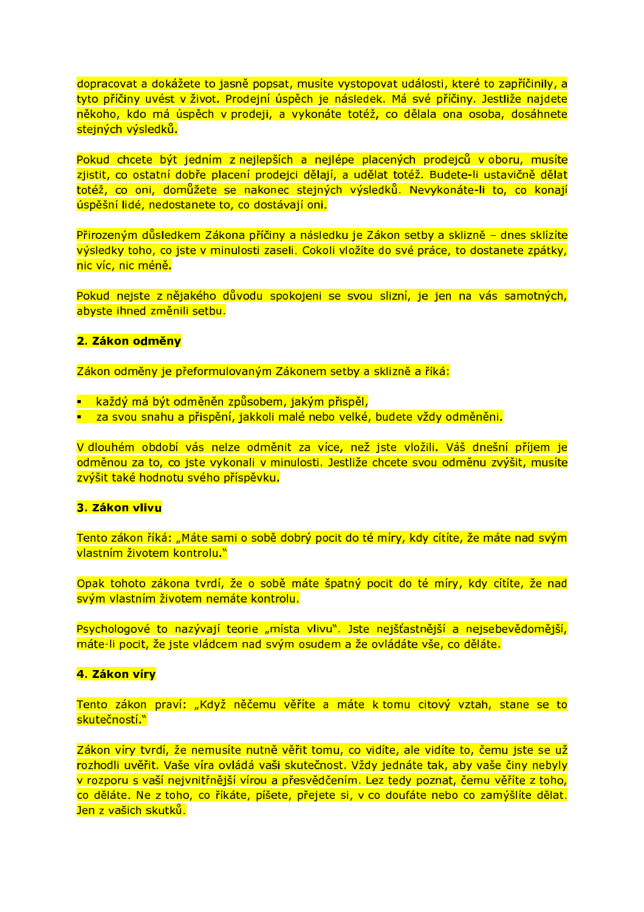dopracovat a dokážete to jasně popsat, musíte vystopovat události, které to zapříčinily, a tyto příčiny uvést v život. Prodejní úspěch je následek. Má své příčiny. Jestliže najdete někoho, kdo má úspěch v prodeji, a vykonáte totéž, co dělala ona osoba, dosáhnete stejných výsledků.

Pokud chcete být jedním z nejlepších a nejlépe placených prodejců v oboru, musíte zjistit, co ostatní dobře placení prodejci dělají, a udělat totéž. Budete-li ustavičně dělat totéž, co oni, domůžete se nakonec stejných výsledků. Nevykonáte-li to, co konají úspěšní lidé, nedostanete to, co dostávají oni.

Přirozeným důsledkem Zákona příčiny a následku je Zákon setby a sklizně – dnes sklízíte výsledky toho, co jste v minulosti zaseli. Cokoli vložíte do své práce, to dostanete zpátky, nic víc, nic méně.

Pokud nejste z nějakého důvodu spokojeni se svou sklizní, je jen na vás samotných, abyste ihned změnili setbu.

**2. Zákon odměny**

Zákon odměny je přeformulovaným Zákonem setby a sklizně a říká:

- každý má být odměněn způsobem, jakým přispěl,
- za svou snahu a přispění, jakkoli malé nebo velké, budete vždy odměněni.

V dlouhém období vás nelze odměnit za více, než jste vložili. Váš dnešní příjem je odměnou za to, co jste vykonali v minulosti. Jestliže chcete svou odměnu zvýšit, musíte zvýšit také hodnotu svého příspěvku.

**3. Zákon vlivu**

Tento zákon říká: „Máte sami o sobě dobrý pocit do té míry, kdy cítíte, že máte nad svým vlastním životem kontrolu."

Opak tohoto zákona tvrdí, že o sobě máte špatný pocit do té míry, kdy cítíte, že nad svým vlastním životem nemáte kontrolu.

Psychologové to nazývají teorie „místa vlivu". Jste nejšťastnější a nejsebevědomější, máte-li pocit, že jste vládcem nad svým osudem a že ovládáte vše, co děláte.

**4. Zákon víry**

Tento zákon praví: „Když něčemu věříte a máte k tomu citový vztah, stane se to skutečností."

Zákon víry tvrdí, že nemusíte nutně věřit tomu, co vidíte, ale vidíte to, čemu jste se už rozhodli uvěřit. Vaše víra ovládá vaši skutečnost. Vždy jednáte tak, aby vaše činy nebyly v rozporu s vaší nejvnitřnější vírou a přesvědčením. Lez tedy poznat, čemu věříte z toho, co děláte. Ne z toho, co říkáte, píšete, přejete si, v co doufáte nebo co zamýšlíte dělat. Jen z vašich skutků.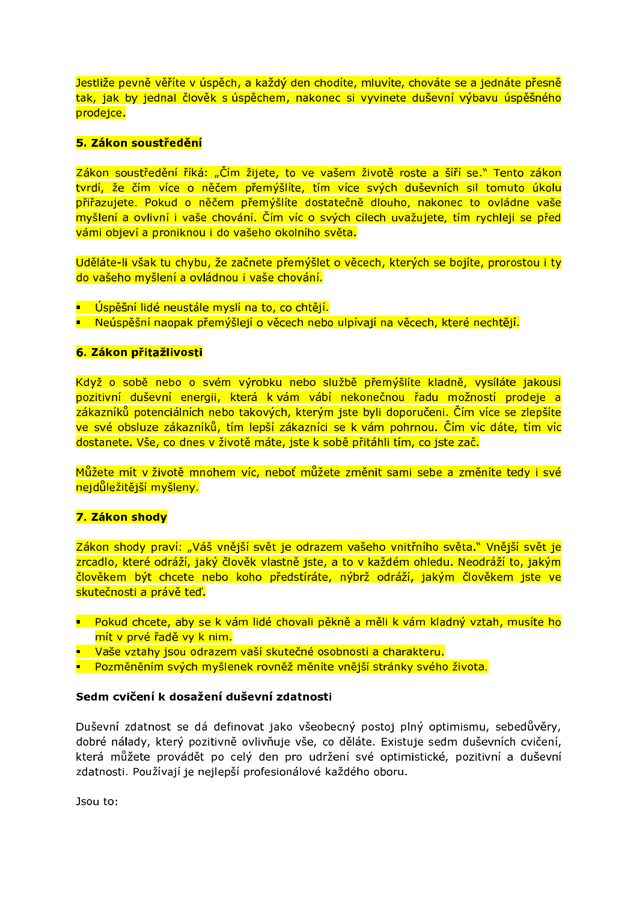Jestliže pevně věříte v úspěch, a každý den chodíte, mluvíte, chováte se a jednáte přesně tak, jak by jednal člověk s úspěchem, nakonec si vyvinete duševní výbavu úspěšného prodejce.

**5. Zákon soustředění**

Zákon soustředění říká: „Čím žijete, to ve vašem životě roste a šíří se." Tento zákon tvrdí, že čím více o něčem přemýšlíte, tím více svých duševních sil tomuto úkolu přiřazujete. Pokud o něčem přemýšlíte dostatečně dlouho, nakonec to ovládne vaše myšlení a ovlivní i vaše chování. Čím víc o svých cílech uvažujete, tím rychleji se před vámi objeví a proniknou i do vašeho okolního světa.

Uděláte-li však tu chybu, že začnete přemýšlet o věcech, kterých se bojíte, prorostou i ty do vašeho myšlení a ovládnou i vaše chování.

- Úspěšní lidé neustále myslí na to, co chtějí.
- Neúspěšní naopak přemýšlejí o věcech nebo ulpívají na věcech, které nechtějí.

**6. Zákon přitažlivosti**

Když o sobě nebo o svém výrobku nebo službě přemýšlíte kladně, vysíláte jakousi pozitivní duševní energii, která k vám vábí nekonečnou řadu možností prodeje a zákazníků potenciálních nebo takových, kterým jste byli doporučeni. Čím více se zlepšíte ve své obsluze zákazníků, tím lepší zákazníci se k vám pohrnou. Čím víc dáte, tím víc dostanete. Vše, co dnes v životě máte, jste k sobě přitáhli tím, co jste zač.

Můžete mít v životě mnohem víc, neboť můžete změnit sami sebe a změníte tedy i své nejdůležitější myšleny.

**7. Zákon shody**

Zákon shody praví: „Váš vnější svět je odrazem vašeho vnitřního světa." Vnější svět je zrcadlo, které odráží, jaký člověk vlastně jste, a to v každém ohledu. Neodráží to, jakým člověkem být chcete nebo koho předstíráte, nýbrž odráží, jakým člověkem jste ve skutečnosti a právě teď.

- Pokud chcete, aby se k vám lidé chovali pěkně a měli k vám kladný vztah, musíte ho mít v prvé řadě vy k nim.
- Vaše vztahy jsou odrazem vaší skutečné osobnosti a charakteru.
- Pozměněním svých myšlenek rovněž měníte vnější stránky svého života.

**Sedm cvičení k dosažení duševní zdatnosti**

Duševní zdatnost se dá definovat jako všeobecný postoj plný optimismu, sebedůvěry, dobré nálady, který pozitivně ovlivňuje vše, co děláte. Existuje sedm duševních cvičení, která můžete provádět po celý den pro udržení své optimistické, pozitivní a duševní zdatnosti. Používají je nejlepší profesionálové každého oboru.

Jsou to: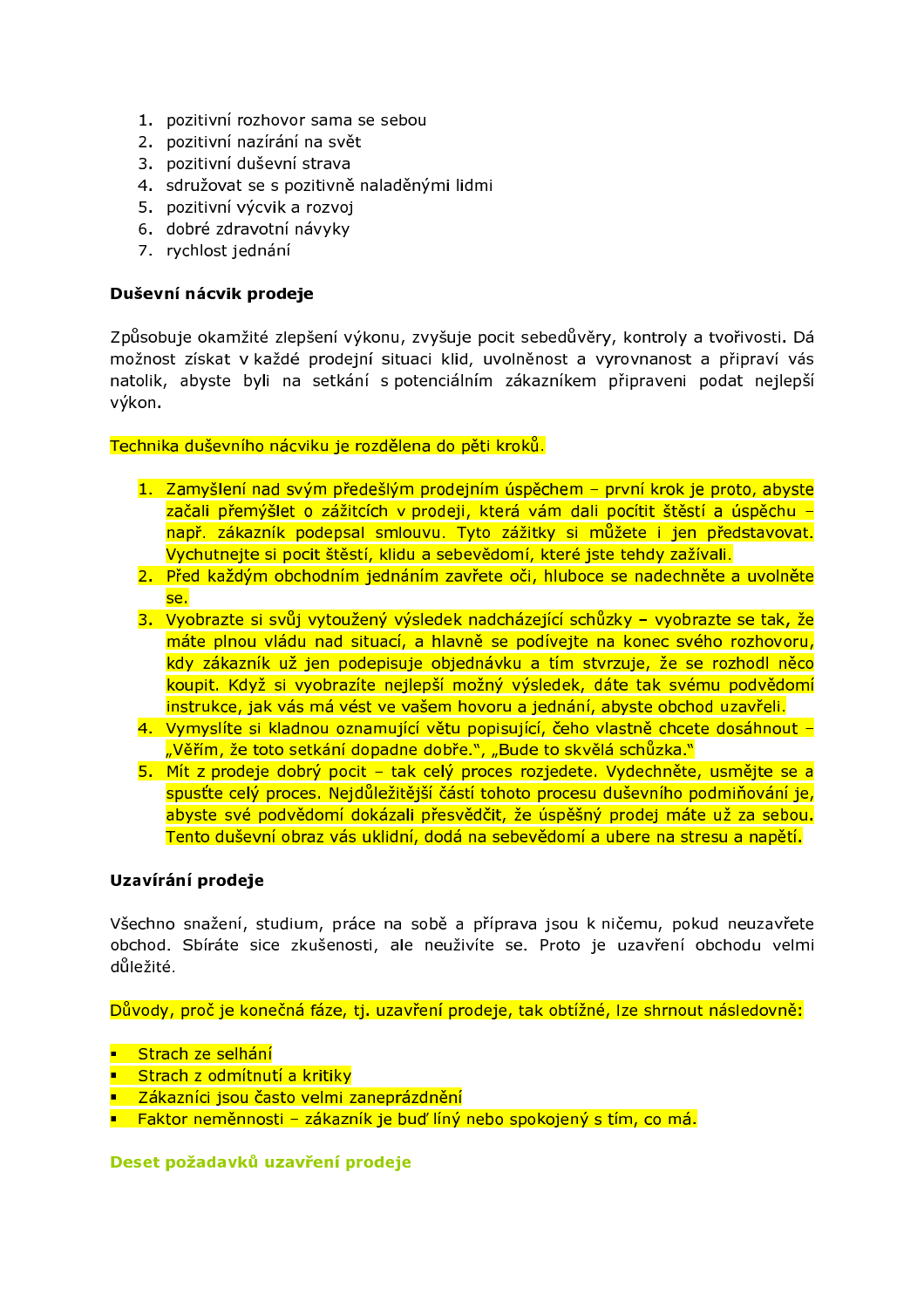1. pozitivní rozhovor sama se sebou
2. pozitivní nazírání na svět
3. pozitivní duševní strava
4. sdružovat se s pozitivně naladěnými lidmi
5. pozitivní výcvik a rozvoj
6. dobré zdravotní návyky
7. rychlost jednání

**Duševní nácvik prodeje**

Způsobuje okamžité zlepšení výkonu, zvyšuje pocit sebedůvěry, kontroly a tvořivosti. Dá možnost získat v každé prodejní situaci klid, uvolněnost a vyrovnanost a připraví vás natolik, abyste byli na setkání s potenciálním zákazníkem připraveni podat nejlepší výkon.

Technika duševního nácviku je rozdělena do pěti kroků.

1. Zamyšlení nad svým předešlým prodejním úspěchem – první krok je proto, abyste začali přemýšlet o zážitcích v prodeji, která vám dali pocítit štěstí a úspěchu – např. zákazník podepsal smlouvu. Tyto zážitky si můžete i jen představovat. Vychutnejte si pocit štěstí, klidu a sebevědomí, které jste tehdy zažívali.
2. Před každým obchodním jednáním zavřete oči, hluboce se nadechněte a uvolněte se.
3. Vyobrazte si svůj vytoužený výsledek nadcházející schůzky – vyobrazte se tak, že máte plnou vládu nad situací, a hlavně se podívejte na konec svého rozhovoru, kdy zákazník už jen podepisuje objednávku a tím stvrzuje, že se rozhodl něco koupit. Když si vyobrazíte nejlepší možný výsledek, dáte tak svému podvědomí instrukce, jak vás má vést ve vašem hovoru a jednání, abyste obchod uzavřeli.
4. Vymyslíte si kladnou oznamující větu popisující, čeho vlastně chcete dosáhnout – „Věřím, že toto setkání dopadne dobře.", „Bude to skvělá schůzka."
5. Mít z prodeje dobrý pocit – tak celý proces rozjedete. Vydechněte, usmějte se a spusťte celý proces. Nejdůležitější částí tohoto procesu duševního podmiňování je, abyste své podvědomí dokázali přesvědčit, že úspěšný prodej máte už za sebou. Tento duševní obraz vás uklidní, dodá na sebevědomí a ubere na stresu a napětí.

**Uzavírání prodeje**

Všechno snažení, studium, práce na sobě a příprava jsou k ničemu, pokud neuzavřete obchod. Sbíráte sice zkušenosti, ale neuživíte se. Proto je uzavření obchodu velmi důležité.

Důvody, proč je konečná fáze, tj. uzavření prodeje, tak obtížné, lze shrnout následovně:

- Strach ze selhání
- Strach z odmítnutí a kritiky
- Zákazníci jsou často velmi zaneprázdnění
- Faktor neměnnosti – zákazník je buď líný nebo spokojený s tím, co má.

**Deset požadavků uzavření prodeje**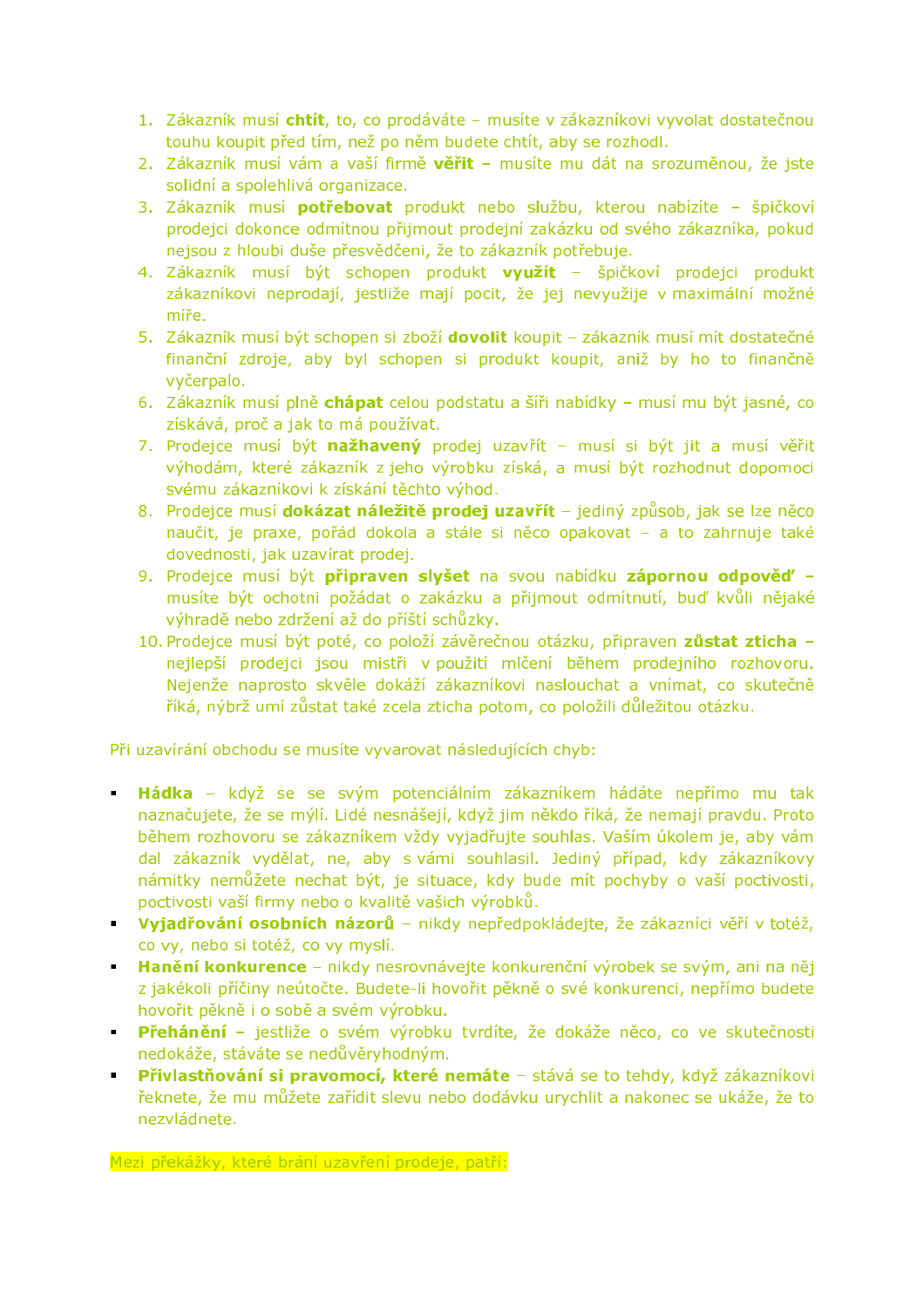1. Zákazník musí **chtít**, to, co prodáváte – musíte v zákazníkovi vyvolat dostatečnou touhu koupit před tím, než po něm budete chtít, aby se rozhodl.
2. Zákazník musí vám a vaší firmě **věřit –** musíte mu dát na srozuměnou, že jste solidní a spolehlivá organizace.
3. Zákazník musí **potřebovat** produkt nebo službu, kterou nabízíte **–** špičkoví prodejci dokonce odmítnou přijmout prodejní zakázku od svého zákazníka, pokud nejsou z hloubi duše přesvědčeni, že to zákazník potřebuje.
4. Zákazník musí být schopen produkt **využít** – špičkoví prodejci produkt zákazníkovi neprodají, jestliže mají pocit, že jej nevyužije v maximální možné míře.
5. Zákazník musí být schopen si zboží **dovolit** koupit – zákazník musí mít dostatečné finanční zdroje, aby byl schopen si produkt koupit, aniž by ho to finančně vyčerpalo.
6. Zákazník musí plně **chápat** celou podstatu a šíři nabídky **–** musí mu být jasné, co získává, proč a jak to má používat.
7. Prodejce musí být **nažhavený** prodej uzavřít – musí si být jit a musí věřit výhodám, které zákazník z jeho výrobku získá, a musí být rozhodnut dopomoci svému zákazníkovi k získání těchto výhod.
8. Prodejce musí **dokázat náležitě prodej uzavřít** – jediný způsob, jak se lze něco naučit, je praxe, pořád dokola a stále si něco opakovat – a to zahrnuje také dovednosti, jak uzavírat prodej.
9. Prodejce musí být **připraven slyšet** na svou nabídku **zápornou odpověď –** musíte být ochotni požádat o zakázku a přijmout odmítnutí, buď kvůli nějaké výhradě nebo zdržení až do příští schůzky.
10. Prodejce musí být poté, co položí závěrečnou otázku, připraven **zůstat zticha –** nejlepší prodejci jsou mistři v použití mlčení během prodejního rozhovoru. Nejenže naprosto skvěle dokáží zákazníkovi naslouchat a vnímat, co skutečně říká, nýbrž umí zůstat také zcela zticha potom, co položili důležitou otázku.

Při uzavírání obchodu se musíte vyvarovat následujících chyb:

- **Hádka** – když se se svým potenciálním zákazníkem hádáte nepřímo mu tak naznačujete, že se mýlí. Lidé nesnášejí, když jim někdo říká, že nemají pravdu. Proto během rozhovoru se zákazníkem vždy vyjadřujte souhlas. Vaším úkolem je, aby vám dal zákazník vydělat, ne, aby s vámi souhlasil. Jediný případ, kdy zákazníkovy námitky nemůžete nechat být, je situace, kdy bude mít pochyby o vaší poctivosti, poctivosti vaší firmy nebo o kvalitě vašich výrobků.
- **Vyjadřování osobních názorů** – nikdy nepředpokládejte, že zákazníci věří v totéž, co vy, nebo si totéž, co vy myslí.
- **Hanění konkurence** – nikdy nesrovnávejte konkurenční výrobek se svým, ani na něj z jakékoli příčiny neútočte. Budete-li hovořit pěkně o své konkurenci, nepřímo budete hovořit pěkně i o sobě a svém výrobku.
- **Přehánění –** jestliže o svém výrobku tvrdíte, že dokáže něco, co ve skutečnosti nedokáže, stáváte se nedůvěryhodným.
- **Přivlastňování si pravomocí, které nemáte** – stává se to tehdy, když zákazníkovi řeknete, že mu můžete zařídit slevu nebo dodávku urychlit a nakonec se ukáže, že to nezvládnete.

Mezi překážky, které brání uzavření prodeje, patří: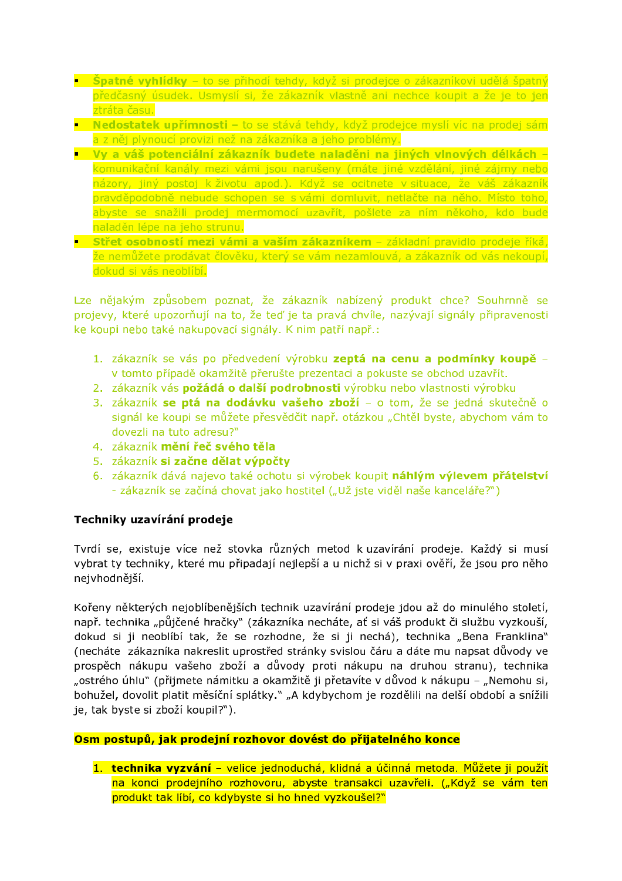- **Špatné vyhlídky** – to se přihodí tehdy, když si prodejce o zákazníkovi udělá špatný předčasný úsudek. Usmyslí si, že zákazník vlastně ani nechce koupit a že je to jen ztráta času.
- **Nedostatek upřímnosti –** to se stává tehdy, když prodejce myslí víc na prodej sám a z něj plynoucí provizi než na zákazníka a jeho problémy.
- **Vy a váš potenciální zákazník budete naladěni na jiných vlnových délkách –** komunikační kanály mezi vámi jsou narušeny (máte jiné vzdělání, jiné zájmy nebo názory, jiný postoj k životu apod.). Když se ocitnete v situace, že váš zákazník pravděpodobně nebude schopen se s vámi domluvit, netlačte na něho. Místo toho, abyste se snažili prodej mermomocí uzavřít, pošlete za ním někoho, kdo bude naladěn lépe na jeho strunu.
- **Střet osobností mezi vámi a vaším zákazníkem** – základní pravidlo prodeje říká, že nemůžete prodávat člověku, který se vám nezamlouvá, a zákazník od vás nekoupí, dokud si vás neoblíbí.

Lze nějakým způsobem poznat, že zákazník nabízený produkt chce? Souhrnně se projevy, které upozorňují na to, že teď je ta pravá chvíle, nazývají signály připravenosti ke koupi nebo také nakupovací signály. K nim patří např.:

1. zákazník se vás po předvedení výrobku **zeptá na cenu a podmínky koupě** – v tomto případě okamžitě přerušte prezentaci a pokuste se obchod uzavřít.
2. zákazník vás **požádá o další podrobnosti** výrobku nebo vlastnosti výrobku
3. zákazník **se ptá na dodávku vašeho zboží** – o tom, že se jedná skutečně o signál ke koupi se můžete přesvědčit např. otázkou „Chtěl byste, abychom vám to dovezli na tuto adresu?"
4. zákazník **mění řeč svého těla**
5. zákazník **si začne dělat výpočty**
6. zákazník dává najevo také ochotu si výrobek koupit **náhlým výlevem přátelství** - zákazník se začíná chovat jako hostitel („Už jste viděl naše kanceláře?")

**Techniky uzavírání prodeje**

Tvrdí se, existuje více než stovka různých metod k uzavírání prodeje. Každý si musí vybrat ty techniky, které mu připadají nejlepší a u nichž si v praxi ověří, že jsou pro něho nejvhodnější.

Kořeny některých nejoblíbenějších technik uzavírání prodeje jdou až do minulého století, např. technika „půjčené hračky" (zákazníka necháte, ať si váš produkt či službu vyzkouší, dokud si ji neoblíbí tak, že se rozhodne, že si ji nechá), technika „Bena Franklina" (necháte zákazníka nakreslit uprostřed stránky svislou čáru a dáte mu napsat důvody ve prospěch nákupu vašeho zboží a důvody proti nákupu na druhou stranu), technika „ostrého úhlu" (přijmete námitku a okamžitě ji přetavíte v důvod k nákupu – „Nemohu si, bohužel, dovolit platit měsíční splátky." „A kdybychom je rozdělili na delší období a snížili je, tak byste si zboží koupil?").

**Osm postupů, jak prodejní rozhovor dovést do přijatelného konce**

1. **technika vyzvání** – velice jednoduchá, klidná a účinná metoda. Můžete ji použít na konci prodejního rozhovoru, abyste transakci uzavřeli. („Když se vám ten produkt tak líbí, co kdybyste si ho hned vyzkoušel?"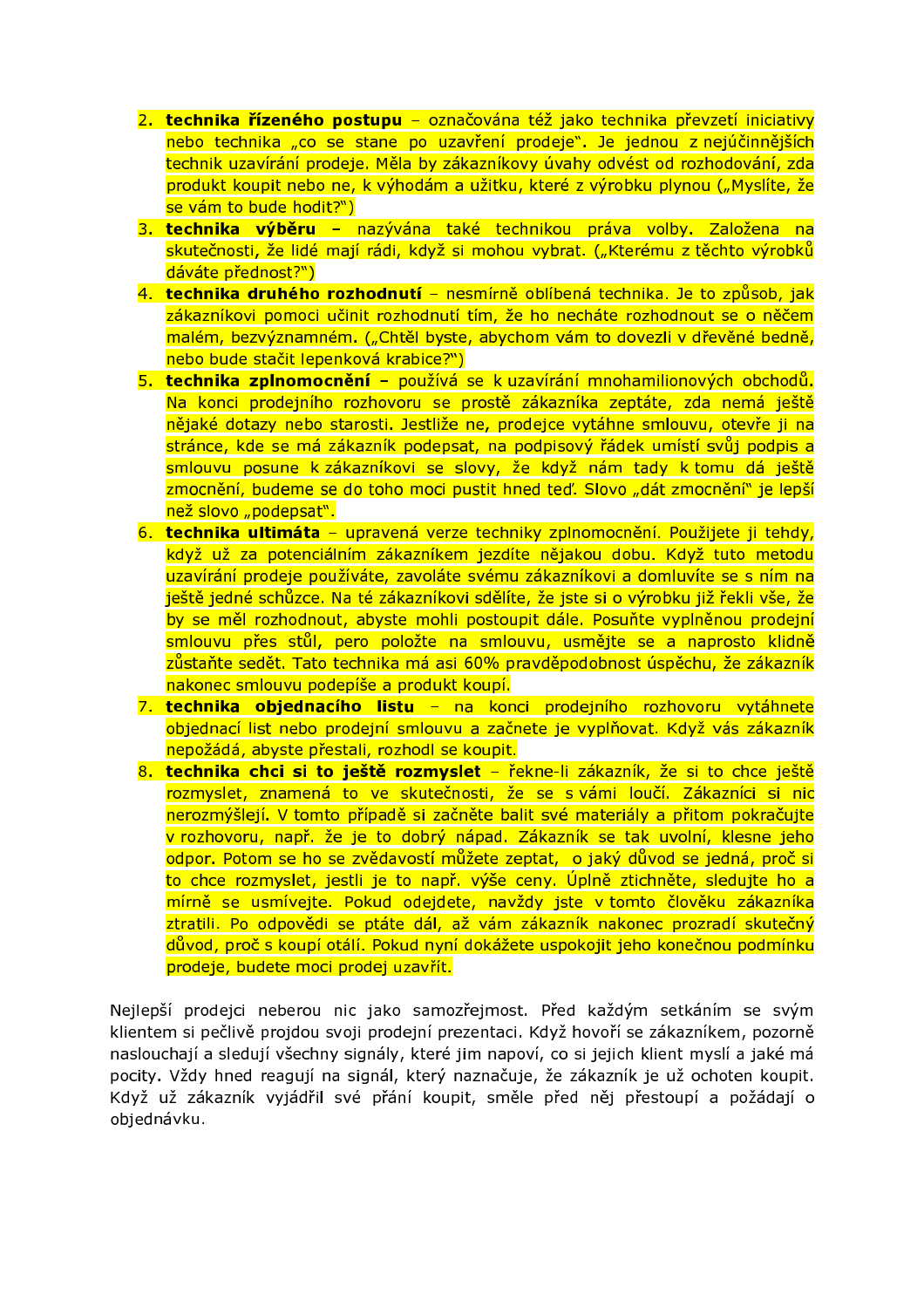2. **technika řízeného postupu** – označována též jako technika převzetí iniciativy nebo technika „co se stane po uzavření prodeje". Je jednou z nejúčinnějších technik uzavírání prodeje. Měla by zákazníkovy úvahy odvést od rozhodování, zda produkt koupit nebo ne, k výhodám a užitku, které z výrobku plynou („Myslíte, že se vám to bude hodit?")
3. **technika výběru –** nazývána také technikou práva volby. Založena na skutečnosti, že lidé mají rádi, když si mohou vybrat. („Kterému z těchto výrobků dáváte přednost?")
4. **technika druhého rozhodnutí** – nesmírně oblíbená technika. Je to způsob, jak zákazníkovi pomoci učinit rozhodnutí tím, že ho necháte rozhodnout se o něčem malém, bezvýznamném. („Chtěl byste, abychom vám to dovezli v dřevěné bedně, nebo bude stačit lepenková krabice?")
5. **technika zplnomocnění –** používá se k uzavírání mnohamilionových obchodů. Na konci prodejního rozhovoru se prostě zákazníka zeptáte, zda nemá ještě nějaké dotazy nebo starosti. Jestliže ne, prodejce vytáhne smlouvu, otevře ji na stránce, kde se má zákazník podepsat, na podpisový řádek umístí svůj podpis a smlouvu posune k zákazníkovi se slovy, že když nám tady k tomu dá ještě zmocnění, budeme se do toho moci pustit hned teď. Slovo „dát zmocnění" je lepší než slovo „podepsat".
6. **technika ultimáta** – upravená verze techniky zplnomocnění. Použijete ji tehdy, když už za potenciálním zákazníkem jezdíte nějakou dobu. Když tuto metodu uzavírání prodeje používáte, zavoláte svému zákazníkovi a domluvíte se s ním na ještě jedné schůzce. Na té zákazníkovi sdělíte, že jste si o výrobku již řekli vše, že by se měl rozhodnout, abyste mohli postoupit dále. Posuňte vyplněnou prodejní smlouvu přes stůl, pero položte na smlouvu, usmějte se a naprosto klidně zůstaňte sedět. Tato technika má asi 60% pravděpodobnost úspěchu, že zákazník nakonec smlouvu podepíše a produkt koupí.
7. **technika objednacího listu** – na konci prodejního rozhovoru vytáhnete objednací list nebo prodejní smlouvu a začnete je vyplňovat. Když vás zákazník nepožádá, abyste přestali, rozhodl se koupit.
8. **technika chci si to ještě rozmyslet** – řekne-li zákazník, že si to chce ještě rozmyslet, znamená to ve skutečnosti, že se s vámi loučí. Zákazníci si nic nerozmýšlejí. V tomto případě si začněte balit své materiály a přitom pokračujte v rozhovoru, např. že je to dobrý nápad. Zákazník se tak uvolní, klesne jeho odpor. Potom se ho se zvědavostí můžete zeptat, o jaký důvod se jedná, proč si to chce rozmyslet, jestli je to např. výše ceny. Úplně ztichněte, sledujte ho a mírně se usmívejte. Pokud odejdete, navždy jste v tomto člověku zákazníka ztratili. Po odpovědi se ptáte dál, až vám zákazník nakonec prozradí skutečný důvod, proč s koupí otálí. Pokud nyní dokážete uspokojit jeho konečnou podmínku prodeje, budete moci prodej uzavřít.

Nejlepší prodejci neberou nic jako samozřejmost. Před každým setkáním se svým klientem si pečlivě projdou svoji prodejní prezentaci. Když hovoří se zákazníkem, pozorně naslouchají a sledují všechny signály, které jim napoví, co si jejich klient myslí a jaké má pocity. Vždy hned reagují na signál, který naznačuje, že zákazník je už ochoten koupit. Když už zákazník vyjádřil své přání koupit, směle před něj přestoupí a požádají o objednávku.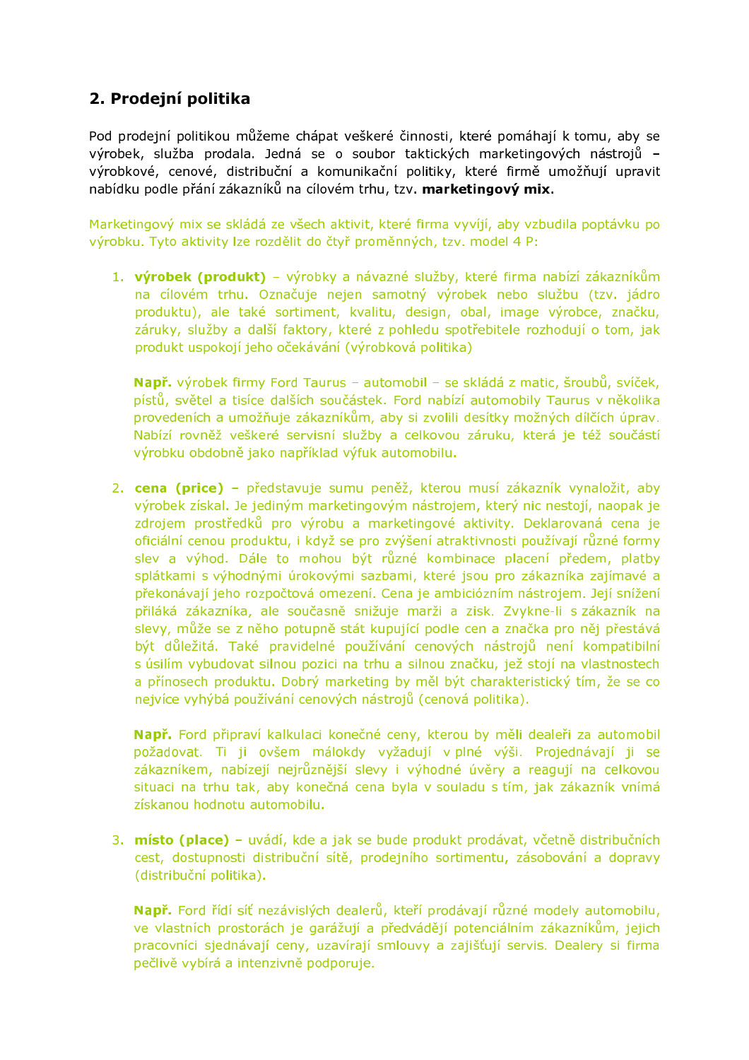## 2. Prodejní politika

Pod prodejní politikou můžeme chápat veškeré činnosti, které pomáhají k tomu, aby se výrobek, služba prodala. Jedná se o soubor taktických marketingových nástrojů – výrobkové, cenové, distribuční a komunikační politiky, které firmě umožňují upravit nabídku podle přání zákazníků na cílovém trhu, tzv. **marketingový mix**.

Marketingový mix se skládá ze všech aktivit, které firma vyvíjí, aby vzbudila poptávku po výrobku. Tyto aktivity lze rozdělit do čtyř proměnných, tzv. model 4 P:

1. **výrobek (produkt)** – výrobky a návazné služby, které firma nabízí zákazníkům na cílovém trhu. Označuje nejen samotný výrobek nebo službu (tzv. jádro produktu), ale také sortiment, kvalitu, design, obal, image výrobce, značku, záruky, služby a další faktory, které z pohledu spotřebitele rozhodují o tom, jak produkt uspokojí jeho očekávání (výrobková politika)

   **Např.** výrobek firmy Ford Taurus – automobil – se skládá z matic, šroubů, svíček, pístů, světel a tisíce dalších součástek. Ford nabízí automobily Taurus v několika provedeních a umožňuje zákazníkům, aby si zvolili desítky možných dílčích úprav. Nabízí rovněž veškeré servisní služby a celkovou záruku, která je též součástí výrobku obdobně jako například výfuk automobilu.

2. **cena (price) –** představuje sumu peněz, kterou musí zákazník vynaložit, aby výrobek získal. Je jediným marketingovým nástrojem, který nic nestojí, naopak je zdrojem prostředků pro výrobu a marketingové aktivity. Deklarovaná cena je oficiální cenou produktu, i když se pro zvýšení atraktivnosti používají různé formy slev a výhod. Dále to mohou být různé kombinace placení předem, platby splátkami s výhodnými úrokovými sazbami, které jsou pro zákazníka zajímavé a překonávají jeho rozpočtová omezení. Cena je ambiciózním nástrojem. Její snížení přiláká zákazníka, ale současně snižuje marži a zisk. Zvykne-li si zákazník na slevy, může se z něho potupně stát kupující podle cen a značka pro něj přestává být důležitá. Také pravidelné používání cenových nástrojů není kompatibilní s úsilím vybudovat silnou pozici na trhu a silnou značku, jež stojí na vlastnostech a přínosech produktu. Dobrý marketing by měl být charakteristický tím, že se co nejvíce vyhýbá používání cenových nástrojů (cenová politika).

   **Např.** Ford připraví kalkulaci konečné ceny, kterou by měli dealeři za automobil požadovat. Ti ji ovšem málokdy vyžadují v plné výši. Projednávají ji se zákazníkem, nabízejí nejrůznější slevy i výhodné úvěry a reagují na celkovou situaci na trhu tak, aby konečná cena byla v souladu s tím, jak zákazník vnímá získanou hodnotu automobilu.

3. **místo (place) –** uvádí, kde a jak se bude produkt prodávat, včetně distribučních cest, dostupnosti distribuční sítě, prodejního sortimentu, zásobování a dopravy (distribuční politika).

   **Např.** Ford řídí síť nezávislých dealerů, kteří prodávají různé modely automobilu, ve vlastních prostorách je garážují a předvádějí potenciálním zákazníkům, jejich pracovníci sjednávají ceny, uzavírají smlouvy a zajišťují servis. Dealery si firma pečlivě vybírá a intenzivně podporuje.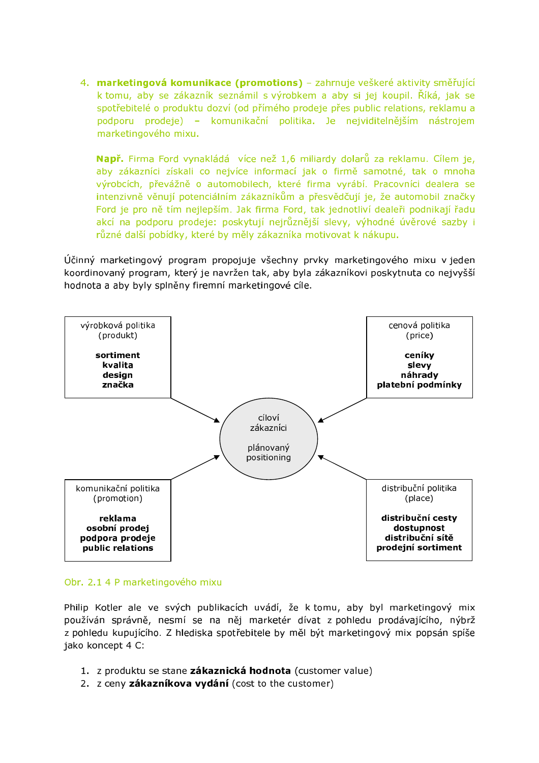4. **marketingová komunikace (promotions)** – zahrnuje veškeré aktivity směřující k tomu, aby se zákazník seznámil s výrobkem a aby si jej koupil. Říká, jak se spotřebitelé o produktu dozví (od přímého prodeje přes public relations, reklamu a podporu prodeje) – komunikační politika. Je nejviditelnějším nástrojem marketingového mixu.

   **Např.** Firma Ford vynakládá více než 1,6 miliardy dolarů za reklamu. Cílem je, aby zákazníci získali co nejvíce informací jak o firmě samotné, tak o mnoha výrobcích, převážně o automobilech, které firma vyrábí. Pracovníci dealera se intenzivně věnují potenciálním zákazníkům a přesvědčují je, že automobil značky Ford je pro ně tím nejlepším. Jak firma Ford, tak jednotliví dealeři podnikají řadu akcí na podporu prodeje: poskytují nejrůznější slevy, výhodné úvěrové sazby i různé další pobídky, které by měly zákazníka motivovat k nákupu.

Účinný marketingový program propojuje všechny prvky marketingového mixu v jeden koordinovaný program, který je navržen tak, aby byla zákazníkovi poskytnuta co nejvyšší hodnota a aby byly splněny firemní marketingové cíle.

výrobková politika (produkt)
**sortiment**
**kvalita**
**design**
**značka**

cenová politika (price)
**ceníky**
**slevy**
**náhrady**
**platební podmínky**

cíloví zákazníci
plánovaný positioning

komunikační politika (promotion)
**reklama**
**osobní prodej**
**podpora prodeje**
**public relations**

distribuční politika (place)
**distribuční cesty**
**dostupnost**
**distribuční sítě**
**prodejní sortiment**

Obr. 2.1 4 P marketingového mixu

Philip Kotler ale ve svých publikacích uvádí, že k tomu, aby byl marketingový mix používán správně, nesmí se na něj marketér dívat z pohledu prodávajícího, nýbrž z pohledu kupujícího. Z hlediska spotřebitele by měl být marketingový mix popsán spíše jako koncept 4 C:

1. z produktu se stane **zákaznická hodnota** (customer value)
2. z ceny **zákazníkova vydání** (cost to the customer)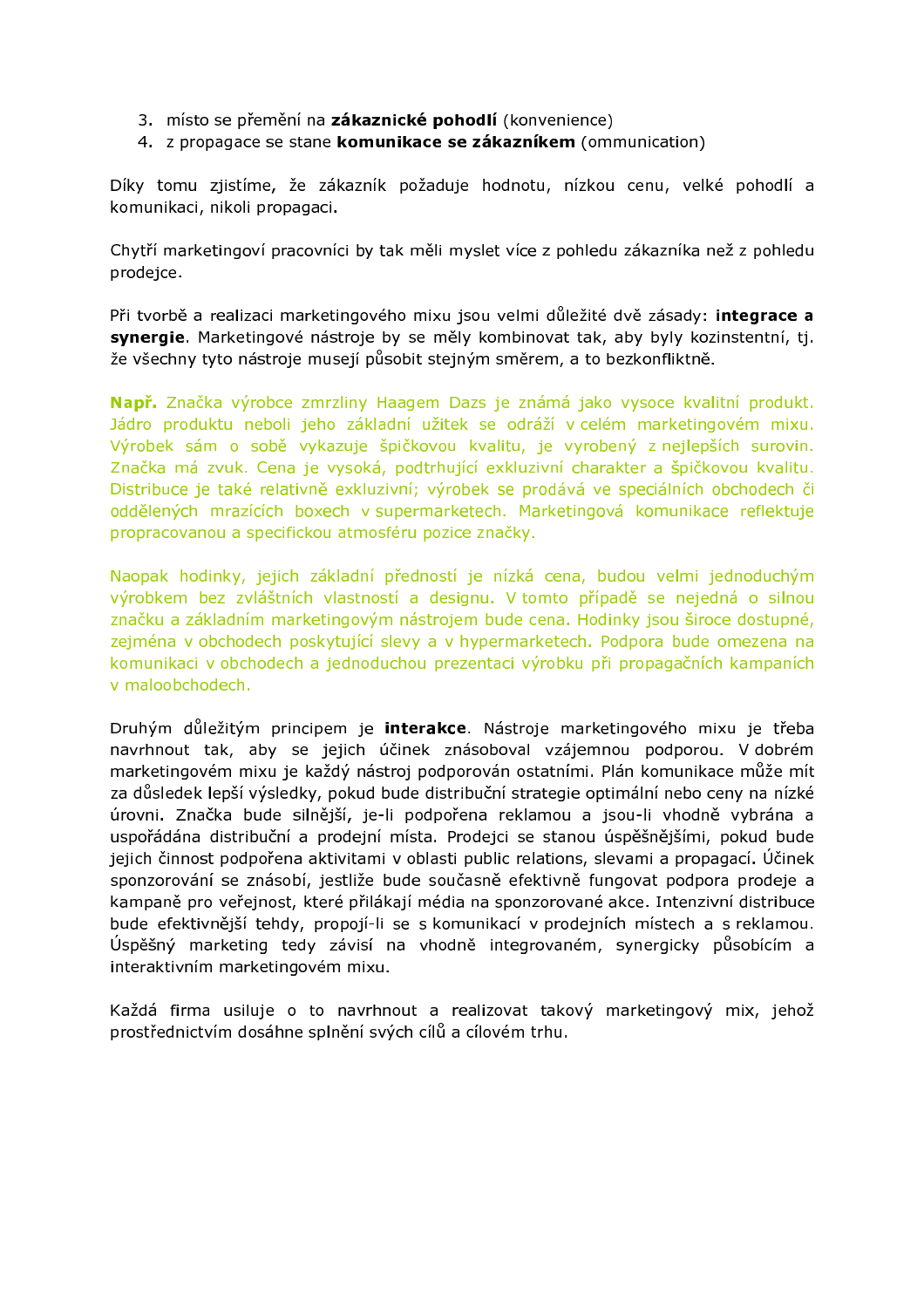3. místo se přemění na **zákaznické pohodlí** (konvenience)
4. z propagace se stane **komunikace se zákazníkem** (ommunication)

Díky tomu zjistíme, že zákazník požaduje hodnotu, nízkou cenu, velké pohodlí a komunikaci, nikoli propagaci.

Chytří marketingoví pracovníci by tak měli myslet více z pohledu zákazníka než z pohledu prodejce.

Při tvorbě a realizaci marketingového mixu jsou velmi důležité dvě zásady: **integrace a synergie**. Marketingové nástroje by se měly kombinovat tak, aby byly kozinstentní, tj. že všechny tyto nástroje musejí působit stejným směrem, a to bezkonfliktně.

**Např.** Značka výrobce zmrzliny Haagem Dazs je známá jako vysoce kvalitní produkt. Jádro produktu neboli jeho základní užitek se odráží v celém marketingovém mixu. Výrobek sám o sobě vykazuje špičkovou kvalitu, je vyrobený z nejlepších surovin. Značka má zvuk. Cena je vysoká, podtrhující exkluzivní charakter a špičkovou kvalitu. Distribuce je také relativně exkluzivní; výrobek se prodává ve speciálních obchodech či oddělených mrazících boxech v supermarketech. Marketingová komunikace reflektuje propracovanou a specifickou atmosféru pozice značky.

Naopak hodinky, jejich základní předností je nízká cena, budou velmi jednoduchým výrobkem bez zvláštních vlastností a designu. V tomto případě se nejedná o silnou značku a základním marketingovým nástrojem bude cena. Hodinky jsou široce dostupné, zejména v obchodech poskytující slevy a v hypermarketech. Podpora bude omezena na komunikaci v obchodech a jednoduchou prezentaci výrobku při propagačních kampaních v maloobchodech.

Druhým důležitým principem je **interakce**. Nástroje marketingového mixu je třeba navrhnout tak, aby se jejich účinek znásoboval vzájemnou podporou. V dobrém marketingovém mixu je každý nástroj podporován ostatními. Plán komunikace může mít za důsledek lepší výsledky, pokud bude distribuční strategie optimální nebo ceny na nízké úrovni. Značka bude silnější, je-li podpořena reklamou a jsou-li vhodně vybrána a uspořádána distribuční a prodejní místa. Prodejci se stanou úspěšnějšími, pokud bude jejich činnost podpořena aktivitami v oblasti public relations, slevami a propagací. Účinek sponzorování se znásobí, jestliže bude současně efektivně fungovat podpora prodeje a kampaně pro veřejnost, které přilákají média na sponzorované akce. Intenzivní distribuce bude efektivnější tehdy, propojí-li se s komunikací v prodejních místech a s reklamou. Úspěšný marketing tedy závisí na vhodně integrovaném, synergicky působícím a interaktivním marketingovém mixu.

Každá firma usiluje o to navrhnout a realizovat takový marketingový mix, jehož prostřednictvím dosáhne splnění svých cílů a cílovém trhu.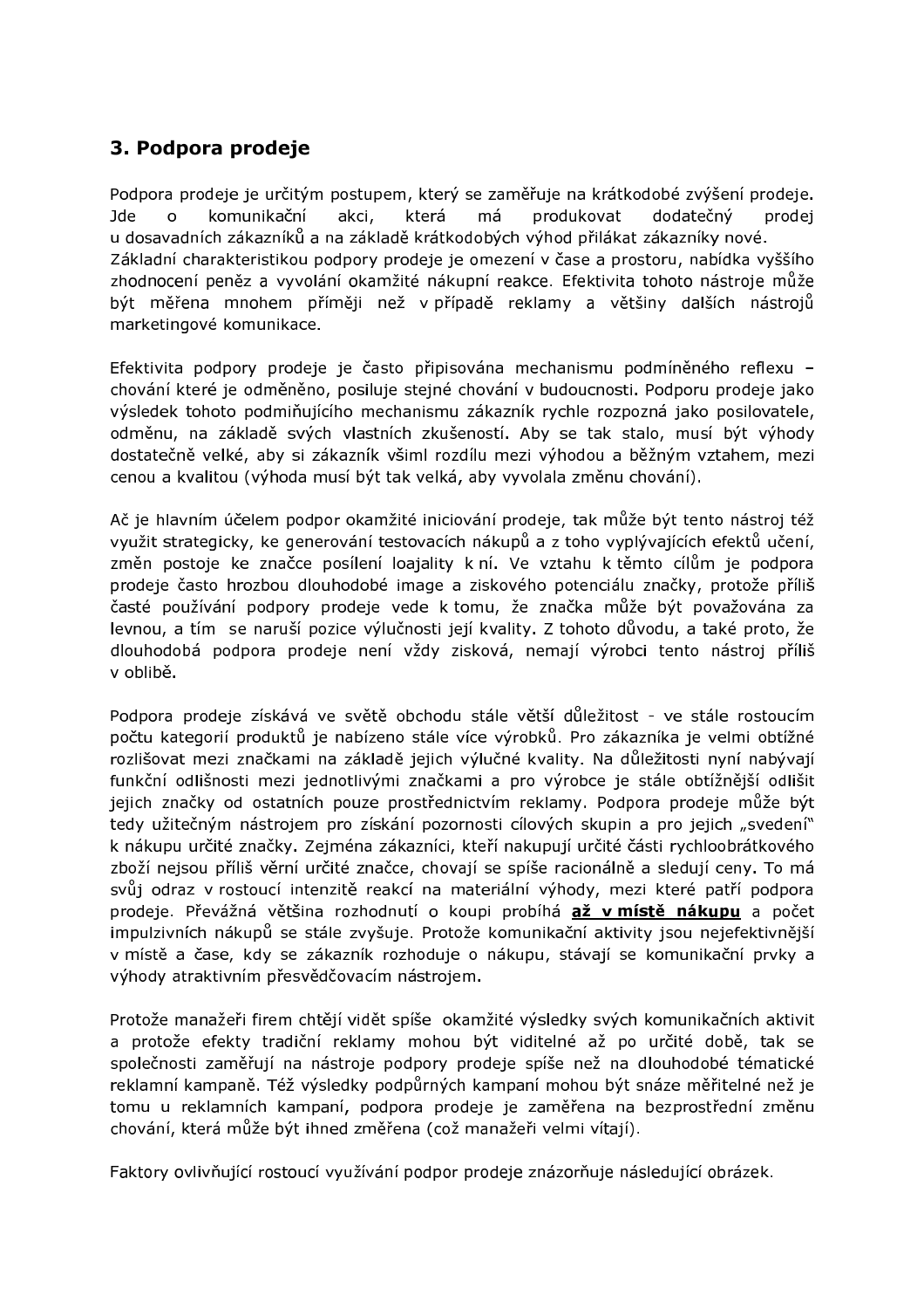## 3. Podpora prodeje

Podpora prodeje je určitým postupem, který se zaměřuje na krátkodobé zvýšení prodeje. Jde o komunikační akci, která má produkovat dodatečný prodej u dosavadních zákazníků a na základě krátkodobých výhod přilákat zákazníky nové. Základní charakteristikou podpory prodeje je omezení v čase a prostoru, nabídka vyššího zhodnocení peněz a vyvolání okamžité nákupní reakce. Efektivita tohoto nástroje může být měřena mnohem příměji než v případě reklamy a většiny dalších nástrojů marketingové komunikace.

Efektivita podpory prodeje je často připisována mechanismu podmíněného reflexu – chování které je odměněno, posiluje stejné chování v budoucnosti. Podporu prodeje jako výsledek tohoto podmiňujícího mechanismu zákazník rychle rozpozná jako posilovatele, odměnu, na základě svých vlastních zkušeností. Aby se tak stalo, musí být výhody dostatečně velké, aby si zákazník všiml rozdílu mezi výhodou a běžným vztahem, mezi cenou a kvalitou (výhoda musí být tak velká, aby vyvolala změnu chování).

Ač je hlavním účelem podpor okamžité iniciování prodeje, tak může být tento nástroj též využit strategicky, ke generování testovacích nákupů a z toho vyplývajících efektů učení, změn postoje ke značce posílení loajality k ní. Ve vztahu k těmto cílům je podpora prodeje často hrozbou dlouhodobé image a ziskového potenciálu značky, protože příliš časté používání podpory prodeje vede k tomu, že značka může být považována za levnou, a tím se naruší pozice výlučnosti její kvality. Z tohoto důvodu, a také proto, že dlouhodobá podpora prodeje není vždy zisková, nemají výrobci tento nástroj příliš v oblibě.

Podpora prodeje získává ve světě obchodu stále větší důležitost - ve stále rostoucím počtu kategorií produktů je nabízeno stále více výrobků. Pro zákazníka je velmi obtížné rozlišovat mezi značkami na základě jejich výlučné kvality. Na důležitosti nyní nabývají funkční odlišnosti mezi jednotlivými značkami a pro výrobce je stále obtížnější odlišit jejich značky od ostatních pouze prostřednictvím reklamy. Podpora prodeje může být tedy užitečným nástrojem pro získání pozornosti cílových skupin a pro jejich „svedení" k nákupu určité značky. Zejména zákazníci, kteří nakupují určité části rychloobrátkového zboží nejsou příliš věrní určité značce, chovají se spíše racionálně a sledují ceny. To má svůj odraz v rostoucí intenzitě reakcí na materiální výhody, mezi které patří podpora prodeje. Převážná většina rozhodnutí o koupi probíhá **až v místě nákupu** a počet impulzivních nákupů se stále zvyšuje. Protože komunikační aktivity jsou nejefektivnější v místě a čase, kdy se zákazník rozhoduje o nákupu, stávají se komunikační prvky a výhody atraktivním přesvědčovacím nástrojem.

Protože manažeři firem chtějí vidět spíše okamžité výsledky svých komunikačních aktivit a protože efekty tradiční reklamy mohou být viditelné až po určité době, tak se společnosti zaměřují na nástroje podpory prodeje spíše než na dlouhodobé tématické reklamní kampaně. Též výsledky podpůrných kampaní mohou být snáze měřitelné než je tomu u reklamních kampaní, podpora prodeje je zaměřena na bezprostřední změnu chování, která může být ihned změřena (což manažeři velmi vítají).

Faktory ovlivňující rostoucí využívání podpor prodeje znázorňuje následující obrázek.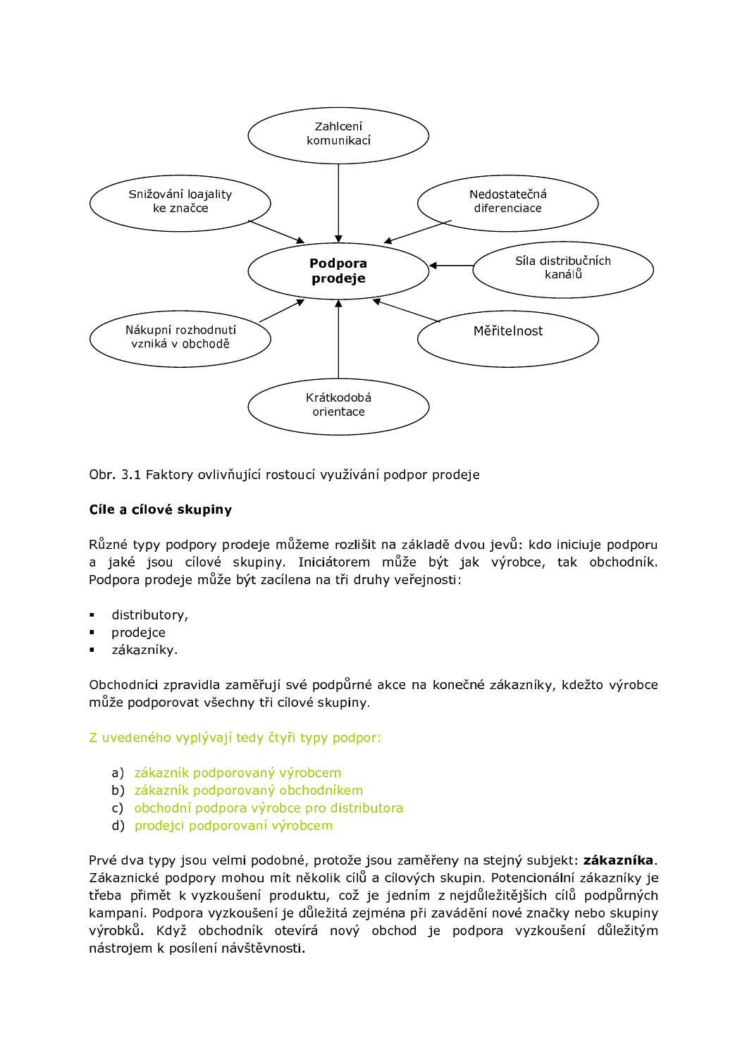Zahlcení komunikací

Snižování loajality ke značce

Nedostatečná diferenciace

**Podpora prodeje**

Síla distribučních kanálů

Nákupní rozhodnutí vzniká v obchodě

Měřitelnost

Krátkodobá orientace

Obr. 3.1 Faktory ovlivňující rostoucí využívání podpor prodeje

**Cíle a cílové skupiny**

Různé typy podpory prodeje můžeme rozlišit na základě dvou jevů: kdo iniciuje podporu a jaké jsou cílové skupiny. Iniciátorem může být jak výrobce, tak obchodník. Podpora prodeje může být zacílena na tři druhy veřejnosti:

- distributory,
- prodejce
- zákazníky.

Obchodníci zpravidla zaměřují své podpůrné akce na konečné zákazníky, kdežto výrobce může podporovat všechny tři cílové skupiny.

Z uvedeného vyplývají tedy čtyři typy podpor:

a) zákazník podporovaný výrobcem
b) zákazník podporovaný obchodníkem
c) obchodní podpora výrobce pro distributora
d) prodejci podporovaní výrobcem

Prvé dva typy jsou velmi podobné, protože jsou zaměřeny na stejný subjekt: **zákazníka**. Zákaznické podpory mohou mít několik cílů a cílových skupin. Potencionální zákazníky je třeba přimět k vyzkoušení produktu, což je jedním z nejdůležitějších cílů podpůrných kampaní. Podpora vyzkoušení je důležitá zejména při zavádění nové značky nebo skupiny výrobků. Když obchodník otevírá nový obchod je podpora vyzkoušení důležitým nástrojem k posílení návštěvnosti.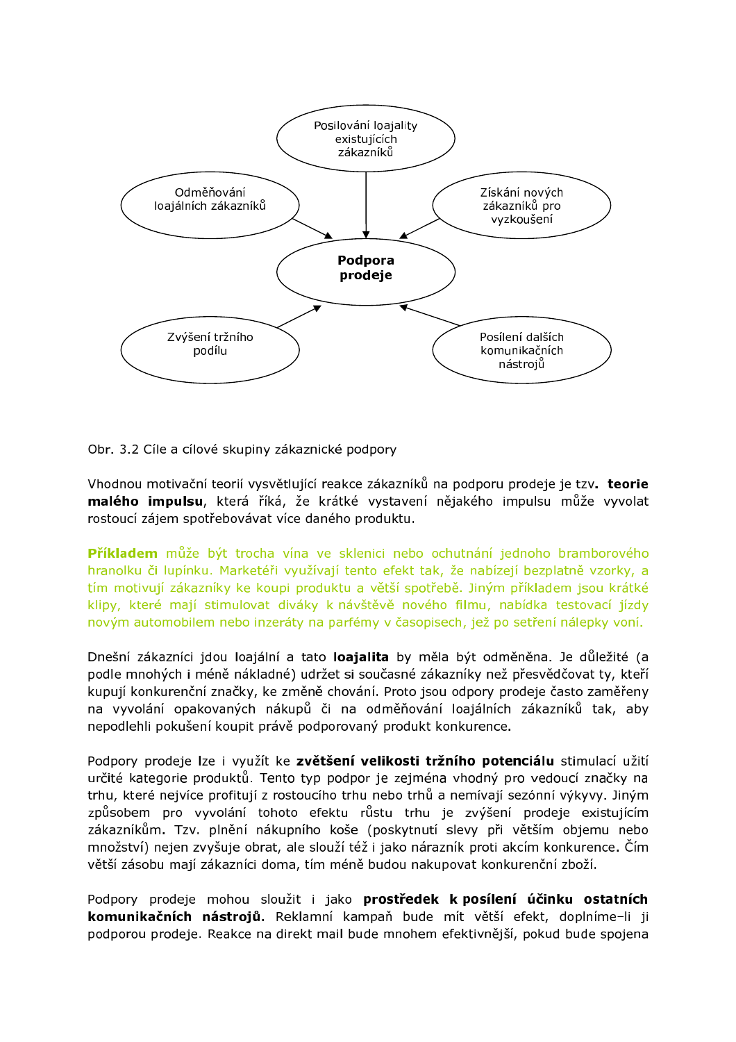Posilování loajality existujících zákazníků

Odměňování loajálních zákazníků

Získání nových zákazníků pro vyzkoušení

**Podpora prodeje**

Zvýšení tržního podílu

Posílení dalších komunikačních nástrojů

Obr. 3.2 Cíle a cílové skupiny zákaznické podpory

Vhodnou motivační teorií vysvětlující reakce zákazníků na podporu prodeje je tzv. **teorie malého impulsu**, která říká, že krátké vystavení nějakého impulsu může vyvolat rostoucí zájem spotřebovávat více daného produktu.

**Příkladem** může být trocha vína ve sklenici nebo ochutnání jednoho bramborového hranolku či lupínku. Marketéři využívají tento efekt tak, že nabízejí bezplatně vzorky, a tím motivují zákazníky ke koupi produktu a větší spotřebě. Jiným příkladem jsou krátké klipy, které mají stimulovat diváky k návštěvě nového filmu, nabídka testovací jízdy novým automobilem nebo inzeráty na parfémy v časopisech, jež po setření nálepky voní.

Dnešní zákazníci jdou loajální a tato **loajalita** by měla být odměněna. Je důležité (a podle mnohých i méně nákladné) udržet si současné zákazníky než přesvědčovat ty, kteří kupují konkurenční značky, ke změně chování. Proto jsou odpory prodeje často zaměřeny na vyvolání opakovaných nákupů či na odměňování loajálních zákazníků tak, aby nepodlehli pokušení koupit právě podporovaný produkt konkurence.

Podpory prodeje lze i využít ke **zvětšení velikosti tržního potenciálu** stimulací užití určité kategorie produktů. Tento typ podpor je zejména vhodný pro vedoucí značky na trhu, které nejvíce profitují z rostoucího trhu nebo trhů a nemívají sezónní výkyvy. Jiným způsobem pro vyvolání tohoto efektu růstu trhu je zvýšení prodeje existujícím zákazníkům. Tzv. plnění nákupního koše (poskytnutí slevy při větším objemu nebo množství) nejen zvyšuje obrat, ale slouží též i jako nárazník proti akcím konkurence. Čím větší zásobu mají zákazníci doma, tím méně budou nakupovat konkurenční zboží.

Podpory prodeje mohou sloužit i jako **prostředek k posílení účinku ostatních komunikačních nástrojů.** Reklamní kampaň bude mít větší efekt, doplníme-li ji podporou prodeje. Reakce na direkt mail bude mnohem efektivnější, pokud bude spojena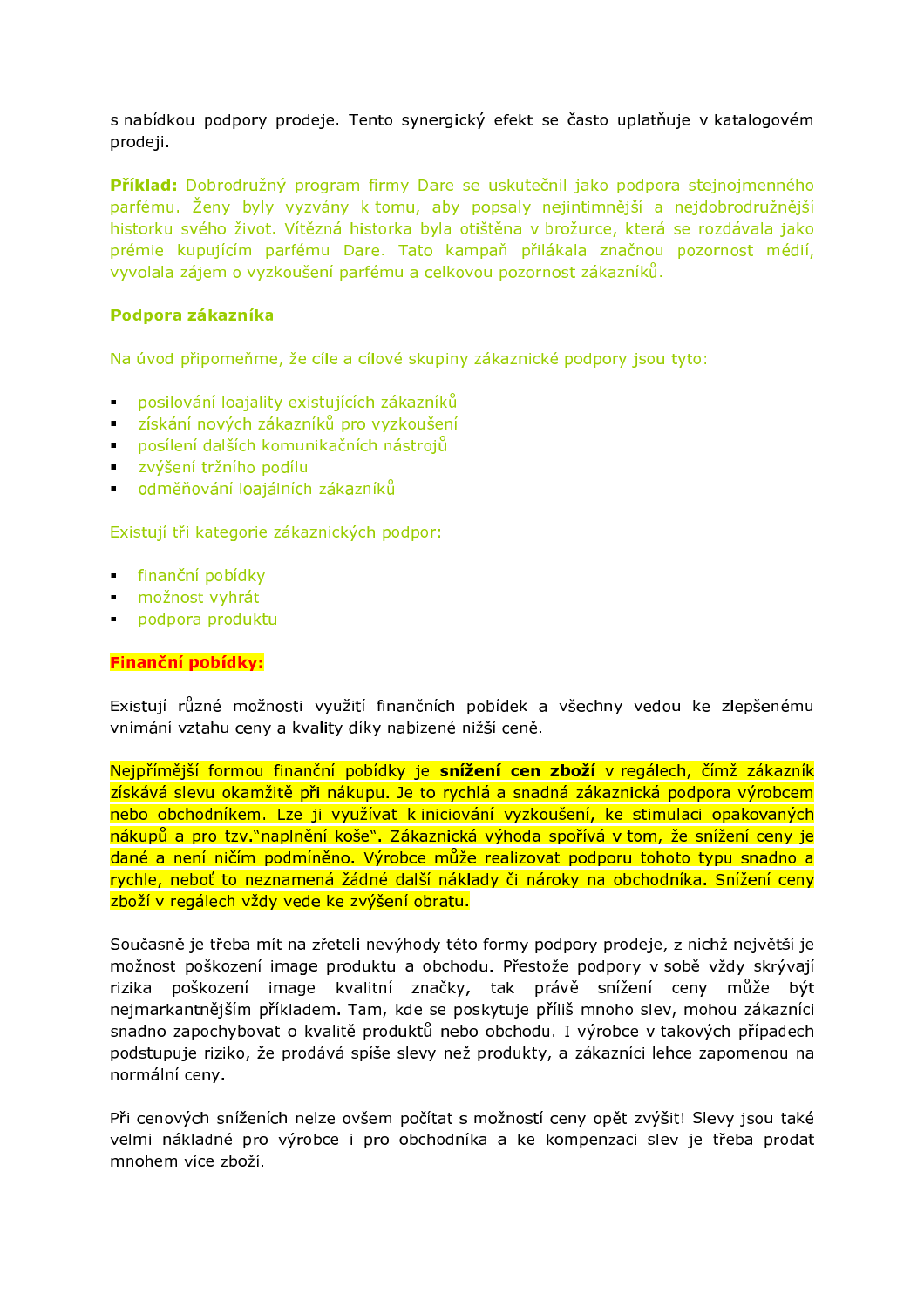s nabídkou podpory prodeje. Tento synergický efekt se často uplatňuje v katalogovém prodeji.

**Příklad:** Dobrodružný program firmy Dare se uskutečnil jako podpora stejnojmenného parfému. Ženy byly vyzvány k tomu, aby popsaly nejintimnější a nejdobrodružnější historku svého život. Vítězná historka byla otištěna v brožurce, která se rozdávala jako prémie kupujícím parfému Dare. Tato kampaň přilákala značnou pozornost médií, vyvolala zájem o vyzkoušení parfému a celkovou pozornost zákazníků.

**Podpora zákazníka**

Na úvod připomeňme, že cíle a cílové skupiny zákaznické podpory jsou tyto:

- posilování loajality existujících zákazníků
- získání nových zákazníků pro vyzkoušení
- posílení dalších komunikačních nástrojů
- zvýšení tržního podílu
- odměňování loajálních zákazníků

Existují tři kategorie zákaznických podpor:

- finanční pobídky
- možnost vyhrát
- podpora produktu

**Finanční pobídky:**

Existují různé možnosti využití finančních pobídek a všechny vedou ke zlepšenému vnímání vztahu ceny a kvality díky nabízené nižší ceně.

Nejpřímější formou finanční pobídky je **snížení cen zboží** v regálech, čímž zákazník získává slevu okamžitě při nákupu. Je to rychlá a snadná zákaznická podpora výrobcem nebo obchodníkem. Lze ji využívat k iniciování vyzkoušení, ke stimulaci opakovaných nákupů a pro tzv."naplnění koše". Zákaznická výhoda spořívá v tom, že snížení ceny je dané a není ničím podmíněno. Výrobce může realizovat podporu tohoto typu snadno a rychle, neboť to neznamená žádné další náklady či nároky na obchodníka. Snížení ceny zboží v regálech vždy vede ke zvýšení obratu.

Současně je třeba mít na zřeteli nevýhody této formy podpory prodeje, z nichž největší je možnost poškození image produktu a obchodu. Přestože podpory v sobě vždy skrývají rizika poškození image kvalitní značky, tak právě snížení ceny může být nejmarkantnějším příkladem. Tam, kde se poskytuje příliš mnoho slev, mohou zákazníci snadno zapochybovat o kvalitě produktů nebo obchodu. I výrobce v takových případech podstupuje riziko, že prodává spíše slevy než produkty, a zákazníci lehce zapomenou na normální ceny.

Při cenových sníženích nelze ovšem počítat s možností ceny opět zvýšit! Slevy jsou také velmi nákladné pro výrobce i pro obchodníka a ke kompenzaci slev je třeba prodat mnohem více zboží.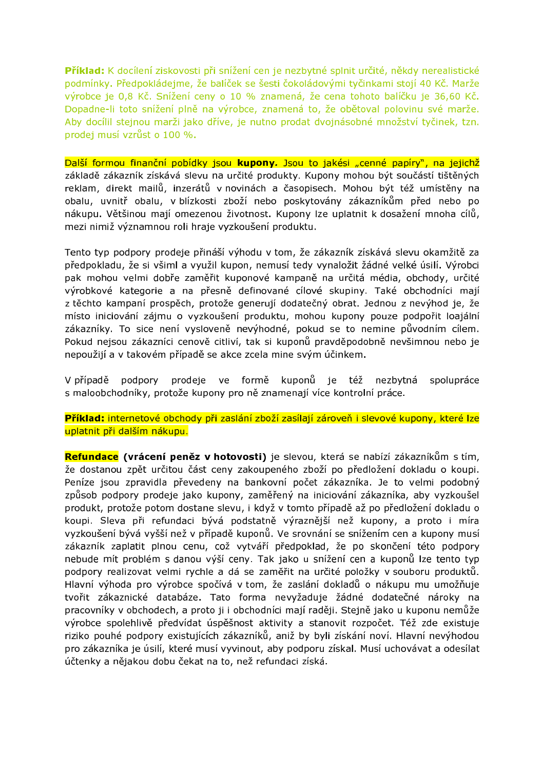**Příklad:** K docílení ziskovosti při snížení cen je nezbytné splnit určité, někdy nerealistické podmínky. Předpokládejme, že balíček se šesti čokoládovými tyčinkami stojí 40 Kč. Marže výrobce je 0,8 Kč. Snížení ceny o 10 % znamená, že cena tohoto balíčku je 36,60 Kč. Dopadne-li toto snížení plně na výrobce, znamená to, že obětoval polovinu své marže. Aby docílil stejnou marži jako dříve, je nutno prodat dvojnásobné množství tyčinek, tzn. prodej musí vzrůst o 100 %.

Další formou finanční pobídky jsou **kupony.** Jsou to jakési „cenné papíry", na jejichž základě zákazník získává slevu na určité produkty. Kupony mohou být součástí tištěných reklam, direkt mailů, inzerátů v novinách a časopisech. Mohou být též umístěny na obalu, uvnitř obalu, v blízkosti zboží nebo poskytovány zákazníkům před nebo po nákupu. Většinou mají omezenou životnost. Kupony lze uplatnit k dosažení mnoha cílů, mezi nimiž významnou roli hraje vyzkoušení produktu.

Tento typ podpory prodeje přináší výhodu v tom, že zákazník získává slevu okamžitě za předpokladu, že si všiml a využil kupon, nemusí tedy vynaložit žádné velké úsilí. Výrobci pak mohou velmi dobře zaměřit kuponové kampaně na určitá média, obchody, určité výrobkové kategorie a na přesně definované cílové skupiny. Také obchodníci mají z těchto kampaní prospěch, protože generují dodatečný obrat. Jednou z nevýhod je, že místo iniciování zájmu o vyzkoušení produktu, mohou kupony pouze podpořit loajální zákazníky. To sice není vysloveně nevýhodné, pokud se to nemine původním cílem. Pokud nejsou zákazníci cenově citliví, tak si kuponů pravděpodobně nevšimnou nebo je nepoužijí a v takovém případě se akce zcela mine svým účinkem.

V případě podpory prodeje ve formě kuponů je též nezbytná spolupráce s maloobchodníky, protože kupony pro ně znamenají více kontrolní práce.

**Příklad:** internetové obchody při zaslání zboží zasílají zároveň i slevové kupony, které lze uplatnit při dalším nákupu.

**Refundace (vrácení peněz v hotovosti)** je slevou, která se nabízí zákazníkům s tím, že dostanou zpět určitou část ceny zakoupeného zboží po předložení dokladu o koupi. Peníze jsou zpravidla převedeny na bankovní počet zákazníka. Je to velmi podobný způsob podpory prodeje jako kupony, zaměřený na iniciování zákazníka, aby vyzkoušel produkt, protože potom dostane slevu, i když v tomto případě až po předložení dokladu o koupi. Sleva při refundaci bývá podstatně výraznější než kupony, a proto i míra vyzkoušení bývá vyšší než v případě kuponů. Ve srovnání se snížením cen a kupony musí zákazník zaplatit plnou cenu, což vytváří předpoklad, že po skončení této podpory nebude mít problém s danou výší ceny. Tak jako u snížení cen a kuponů lze tento typ podpory realizovat velmi rychle a dá se zaměřit na určité položky v souboru produktů. Hlavní výhoda pro výrobce spočívá v tom, že zaslání dokladů o nákupu mu umožňuje tvořit zákaznické databáze. Tato forma nevyžaduje žádné dodatečné nároky na pracovníky v obchodech, a proto ji i obchodníci mají raději. Stejně jako u kuponu nemůže výrobce spolehlivě předvídat úspěšnost aktivity a stanovit rozpočet. Též zde existuje riziko pouhé podpory existujících zákazníků, aniž by byli získání noví. Hlavní nevýhodou pro zákazníka je úsilí, které musí vyvinout, aby podporu získal. Musí uchovávat a odesílat účtenky a nějakou dobu čekat na to, než refundaci získá.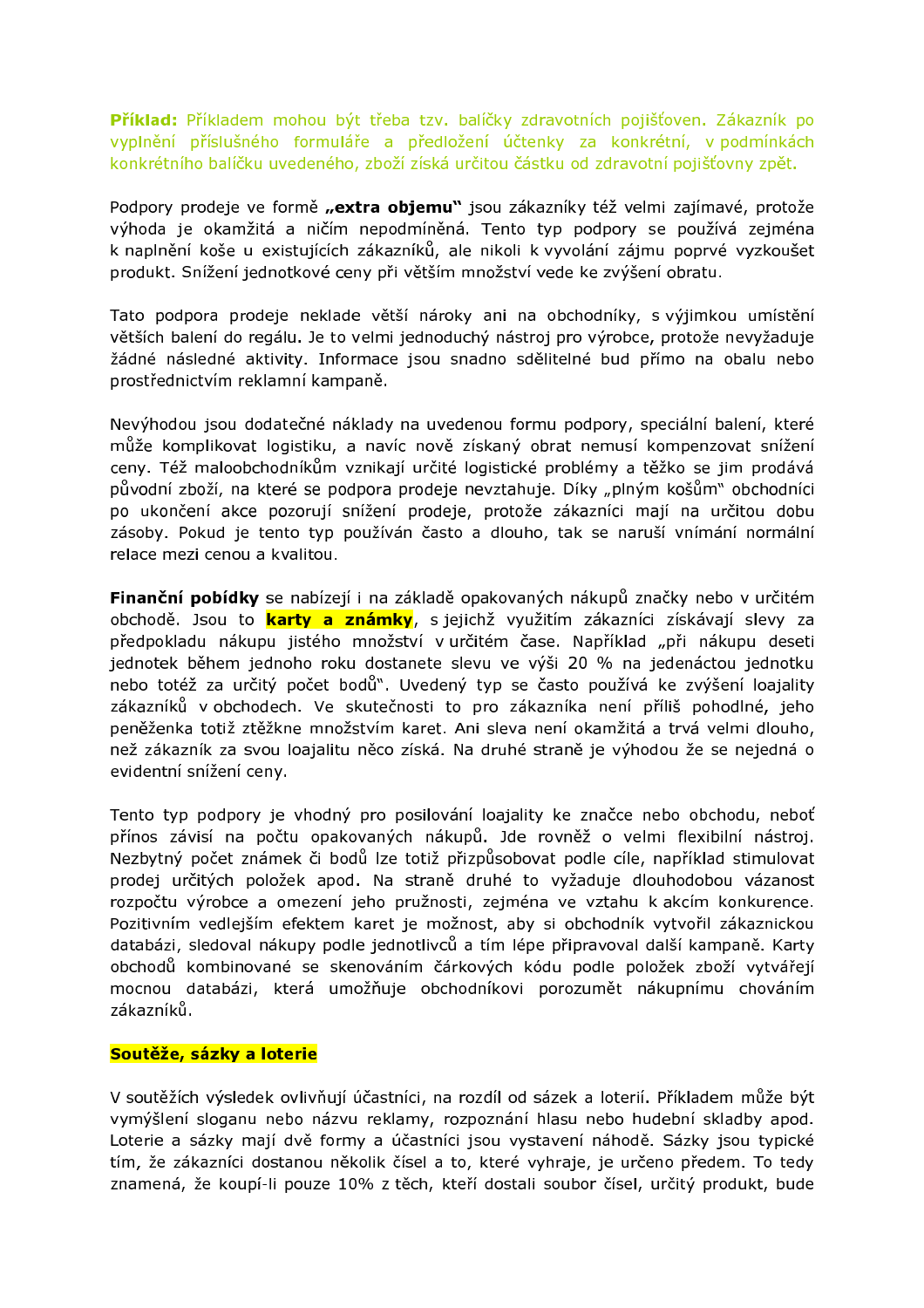**Příklad:** Příkladem mohou být třeba tzv. balíčky zdravotních pojišťoven. Zákazník po vyplnění příslušného formuláře a předložení účtenky za konkrétní, v podmínkách konkrétního balíčku uvedeného, zboží získá určitou částku od zdravotní pojišťovny zpět.

Podpory prodeje ve formě **„extra objemu"** jsou zákazníky též velmi zajímavé, protože výhoda je okamžitá a ničím nepodmíněná. Tento typ podpory se používá zejména k naplnění koše u existujících zákazníků, ale nikoli k vyvolání zájmu poprvé vyzkoušet produkt. Snížení jednotkové ceny při větším množství vede ke zvýšení obratu.

Tato podpora prodeje neklade větší nároky ani na obchodníky, s výjimkou umístění větších balení do regálu. Je to velmi jednoduchý nástroj pro výrobce, protože nevyžaduje žádné následné aktivity. Informace jsou snadno sdělitelné bud přímo na obalu nebo prostřednictvím reklamní kampaně.

Nevýhodou jsou dodatečné náklady na uvedenou formu podpory, speciální balení, které může komplikovat logistiku, a navíc nově získaný obrat nemusí kompenzovat snížení ceny. Též maloobchodníkům vznikají určité logistické problémy a těžko se jim prodává původní zboží, na které se podpora prodeje nevztahuje. Díky „plným košům" obchodníci po ukončení akce pozorují snížení prodeje, protože zákazníci mají na určitou dobu zásoby. Pokud je tento typ používán často a dlouho, tak se naruší vnímání normální relace mezi cenou a kvalitou.

**Finanční pobídky** se nabízejí i na základě opakovaných nákupů značky nebo v určitém obchodě. Jsou to **karty a známky**, s jejichž využitím zákazníci získávají slevy za předpokladu nákupu jistého množství v určitém čase. Například „při nákupu deseti jednotek během jednoho roku dostanete slevu ve výši 20 % na jedenáctou jednotku nebo totéž za určitý počet bodů". Uvedený typ se často používá ke zvýšení loajality zákazníků v obchodech. Ve skutečnosti to pro zákazníka není příliš pohodlné, jeho peněženka totiž ztěžkne množstvím karet. Ani sleva není okamžitá a trvá velmi dlouho, než zákazník za svou loajalitu něco získá. Na druhé straně je výhodou že se nejedná o evidentní snížení ceny.

Tento typ podpory je vhodný pro posilování loajality ke značce nebo obchodu, neboť přínos závisí na počtu opakovaných nákupů. Jde rovněž o velmi flexibilní nástroj. Nezbytný počet známek či bodů lze totiž přizpůsobovat podle cíle, například stimulovat prodej určitých položek apod. Na straně druhé to vyžaduje dlouhodobou vázanost rozpočtu výrobce a omezení jeho pružnosti, zejména ve vztahu k akcím konkurence. Pozitivním vedlejším efektem karet je možnost, aby si obchodník vytvořil zákaznickou databázi, sledoval nákupy podle jednotlivců a tím lépe připravoval další kampaně. Karty obchodů kombinované se skenováním čárkových kódu podle položek zboží vytvářejí mocnou databázi, která umožňuje obchodníkovi porozumět nákupnímu chováním zákazníků.

**Soutěže, sázky a loterie**

V soutěžích výsledek ovlivňují účastníci, na rozdíl od sázek a loterií. Příkladem může být vymýšlení sloganu nebo názvu reklamy, rozpoznání hlasu nebo hudební skladby apod. Loterie a sázky mají dvě formy a účastníci jsou vystavení náhodě. Sázky jsou typické tím, že zákazníci dostanou několik čísel a to, které vyhraje, je určeno předem. To tedy znamená, že koupí-li pouze 10% z těch, kteří dostali soubor čísel, určitý produkt, bude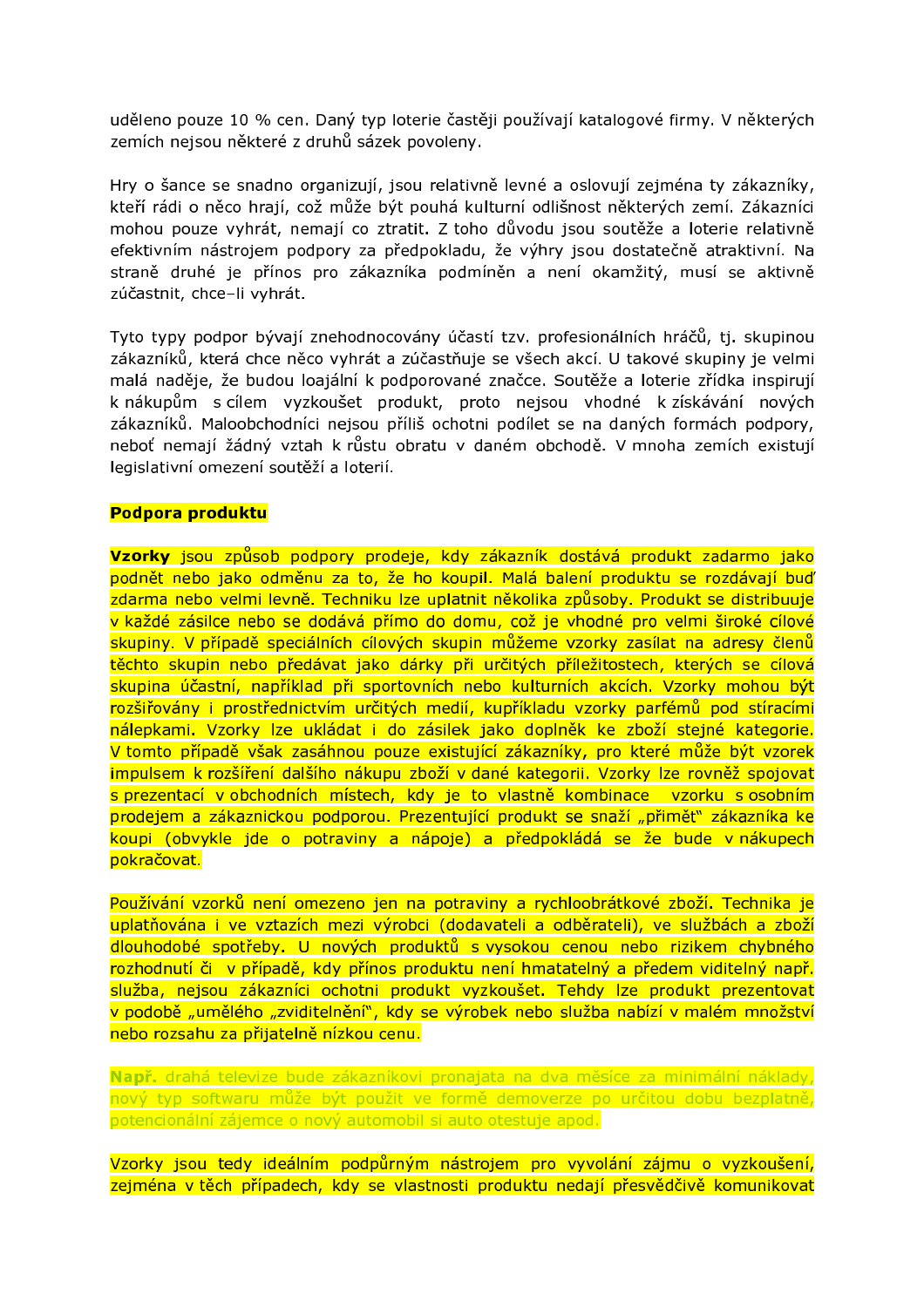uděleno pouze 10 % cen. Daný typ loterie častěji používají katalogové firmy. V některých zemích nejsou některé z druhů sázek povoleny.

Hry o šance se snadno organizují, jsou relativně levné a oslovují zejména ty zákazníky, kteří rádi o něco hrají, což může být pouhá kulturní odlišnost některých zemí. Zákazníci mohou pouze vyhrát, nemají co ztratit. Z toho důvodu jsou soutěže a loterie relativně efektivním nástrojem podpory za předpokladu, že výhry jsou dostatečně atraktivní. Na straně druhé je přínos pro zákazníka podmíněn a není okamžitý, musí se aktivně zúčastnit, chce-li vyhrát.

Tyto typy podpor bývají znehodnocovány účastí tzv. profesionálních hráčů, tj. skupinou zákazníků, která chce něco vyhrát a zúčastňuje se všech akcí. U takové skupiny je velmi malá naděje, že budou loajální k podporované značce. Soutěže a loterie zřídka inspirují k nákupům s cílem vyzkoušet produkt, proto nejsou vhodné k získávání nových zákazníků. Maloobchodníci nejsou příliš ochotni podílet se na daných formách podpory, neboť nemají žádný vztah k růstu obratu v daném obchodě. V mnoha zemích existují legislativní omezení soutěží a loterií.

**Podpora produktu**

**Vzorky** jsou způsob podpory prodeje, kdy zákazník dostává produkt zadarmo jako podnět nebo jako odměnu za to, že ho koupil. Malá balení produktu se rozdávají buď zdarma nebo velmi levně. Techniku lze uplatnit několika způsoby. Produkt se distribuuje v každé zásilce nebo se dodává přímo do domu, což je vhodné pro velmi široké cílové skupiny. V případě speciálních cílových skupin můžeme vzorky zasílat na adresy členů těchto skupin nebo předávat jako dárky při určitých příležitostech, kterých se cílová skupina účastní, například při sportovních nebo kulturních akcích. Vzorky mohou být rozšiřovány i prostřednictvím určitých medií, kupříkladu vzorky parfémů pod stíracími nálepkami. Vzorky lze ukládat i do zásilek jako doplněk ke zboží stejné kategorie. V tomto případě však zasáhnou pouze existující zákazníky, pro které může být vzorek impulsem k rozšíření dalšího nákupu zboží v dané kategorii. Vzorky lze rovněž spojovat s prezentací v obchodních místech, kdy je to vlastně kombinace vzorku s osobním prodejem a zákaznickou podporou. Prezentující produkt se snaží „přimět" zákazníka ke koupi (obvykle jde o potraviny a nápoje) a předpokládá se že bude v nákupech pokračovat.

Používání vzorků není omezeno jen na potraviny a rychloobrátkové zboží. Technika je uplatňována i ve vztazích mezi výrobci (dodavateli a odběrateli), ve službách a zboží dlouhodobé spotřeby. U nových produktů s vysokou cenou nebo rizikem chybného rozhodnutí či v případě, kdy přínos produktu není hmatatelný a předem viditelný např. služba, nejsou zákazníci ochotni produkt vyzkoušet. Tehdy lze produkt prezentovat v podobě „umělého „zviditelnění", kdy se výrobek nebo služba nabízí v malém množství nebo rozsahu za přijatelně nízkou cenu.

**Např.** drahá televize bude zákazníkovi pronajata na dva měsíce za minimální náklady, nový typ softwaru může být použit ve formě demoverze po určitou dobu bezplatně, potencionální zájemce o nový automobil si auto otestuje apod.

Vzorky jsou tedy ideálním podpůrným nástrojem pro vyvolání zájmu o vyzkoušení, zejména v těch případech, kdy se vlastnosti produktu nedají přesvědčivě komunikovat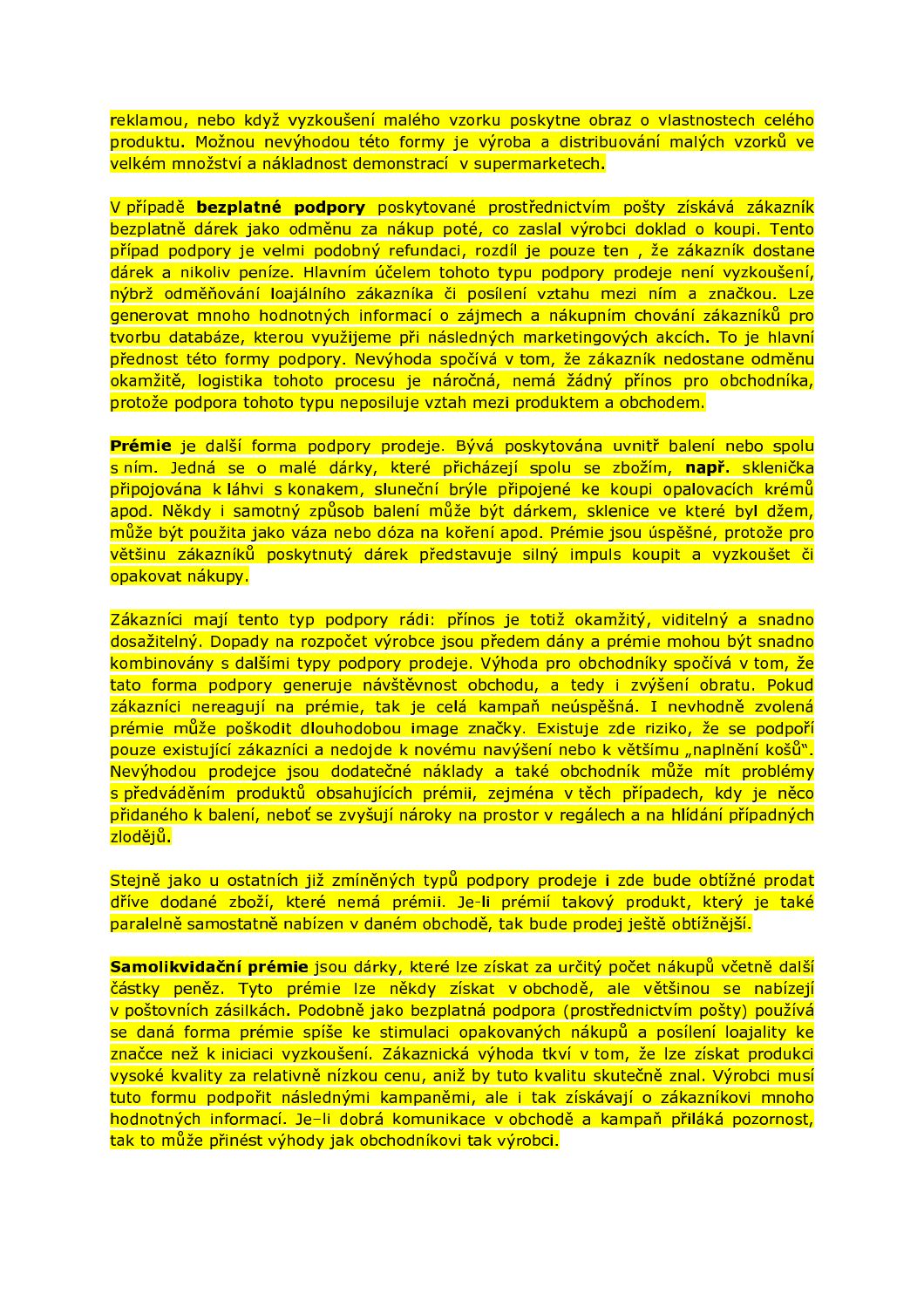reklamou, nebo když vyzkoušení malého vzorku poskytne obraz o vlastnostech celého produktu. Možnou nevýhodou této formy je výroba a distribuování malých vzorků ve velkém množství a nákladnost demonstrací v supermarketech.

V případě **bezplatné podpory** poskytované prostřednictvím pošty získává zákazník bezplatně dárek jako odměnu za nákup poté, co zaslal výrobci doklad o koupi. Tento případ podpory je velmi podobný refundaci, rozdíl je pouze ten , že zákazník dostane dárek a nikoliv peníze. Hlavním účelem tohoto typu podpory prodeje není vyzkoušení, nýbrž odměňování loajálního zákazníka či posílení vztahu mezi ním a značkou. Lze generovat mnoho hodnotných informací o zájmech a nákupním chování zákazníků pro tvorbu databáze, kterou využijeme při následných marketingových akcích. To je hlavní přednost této formy podpory. Nevýhoda spočívá v tom, že zákazník nedostane odměnu okamžitě, logistika tohoto procesu je náročná, nemá žádný přínos pro obchodníka, protože podpora tohoto typu neposiluje vztah mezi produktem a obchodem.

**Prémie** je další forma podpory prodeje. Bývá poskytována uvnitř balení nebo spolu s ním. Jedná se o malé dárky, které přicházejí spolu se zbožím, **např.** sklenička připojována k láhvi s konakem, sluneční brýle připojené ke koupi opalovacích krémů apod. Někdy i samotný způsob balení může být dárkem, sklenice ve které byl džem, může být použita jako váza nebo dóza na koření apod. Prémie jsou úspěšné, protože pro většinu zákazníků poskytnutý dárek představuje silný impuls koupit a vyzkoušet či opakovat nákupy.

Zákazníci mají tento typ podpory rádi: přínos je totiž okamžitý, viditelný a snadno dosažitelný. Dopady na rozpočet výrobce jsou předem dány a prémie mohou být snadno kombinovány s dalšími typy podpory prodeje. Výhoda pro obchodníky spočívá v tom, že tato forma podpory generuje návštěvnost obchodu, a tedy i zvýšení obratu. Pokud zákazníci nereagují na prémie, tak je celá kampaň neúspěšná. I nevhodně zvolená prémie může poškodit dlouhodobou image značky. Existuje zde riziko, že se podpoří pouze existující zákazníci a nedojde k novému navýšení nebo k většímu „naplnění košů". Nevýhodou prodejce jsou dodatečné náklady a také obchodník může mít problémy s předváděním produktů obsahujících prémii, zejména v těch případech, kdy je něco přidaného k balení, neboť se zvyšují nároky na prostor v regálech a na hlídání případných zlodějů.

Stejně jako u ostatních již zmíněných typů podpory prodeje i zde bude obtížné prodat dříve dodané zboží, které nemá prémii. Je-li prémií takový produkt, který je také paralelně samostatně nabízen v daném obchodě, tak bude prodej ještě obtížnější.

**Samolikvidační prémie** jsou dárky, které lze získat za určitý počet nákupů včetně další částky peněz. Tyto prémie lze někdy získat v obchodě, ale většinou se nabízejí v poštovních zásilkách. Podobně jako bezplatná podpora (prostřednictvím pošty) používá se daná forma prémie spíše ke stimulaci opakovaných nákupů a posílení loajality ke značce než k iniciaci vyzkoušení. Zákaznická výhoda tkví v tom, že lze získat produkci vysoké kvality za relativně nízkou cenu, aniž by tuto kvalitu skutečně znal. Výrobci musí tuto formu podpořit následnými kampaněmi, ale i tak získávají o zákaznících mnoho hodnotných informací. Je–li dobrá komunikace v obchodě a kampaň přiláká pozornost, tak to může přinést výhody jak obchodníkovi tak výrobci.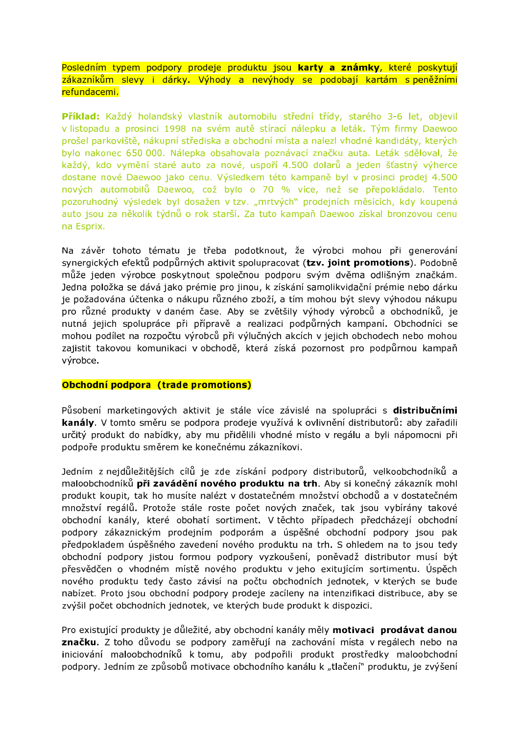Posledním typem podpory prodeje produktu jsou **karty a známky**, které poskytují zákazníkům slevy i dárky. Výhody a nevýhody se podobají kartám s peněžními refundacemi.

**Příklad:** Každý holandský vlastník automobilu střední třídy, starého 3-6 let, objevil v listopadu a prosinci 1998 na svém autě stírací nálepku a leták. Tým firmy Daewoo prošel parkoviště, nákupní střediska a obchodní místa a nalezl vhodné kandidáty, kterých bylo nakonec 650 000. Nálepka obsahovala poznávací značku auta. Leták sděloval, že každý, kdo vymění staré auto za nové, uspoří 4.500 dolarů a jeden šťastný výherce dostane nové Daewoo jako cenu. Výsledkem této kampaně byl v prosinci prodej 4.500 nových automobilů Daewoo, což bylo o 70 % více, než se přepokládalo. Tento pozoruhodný výsledek byl dosažen v tzv. „mrtvých" prodejních měsících, kdy koupená auto jsou za několik týdnů o rok starší. Za tuto kampaň Daewoo získal bronzovou cenu na Esprix.

Na závěr tohoto tématu je třeba podotknout, že výrobci mohou při generování synergických efektů podpůrných aktivit spolupracovat (**tzv. joint promotions**). Podobně může jeden výrobce poskytnout společnou podporu svým dvěma odlišným značkám. Jedna položka se dává jako prémie pro jinou, k získání samolikvidační prémie nebo dárku je požadována účtenka o nákupu různého zboží, a tím mohou být slevy výhodou nákupu pro různé produkty v daném čase. Aby se zvětšily výhody výrobců a obchodníků, je nutná jejich spolupráce při přípravě a realizaci podpůrných kampaní. Obchodníci se mohou podílet na rozpočtu výrobců při výlučných akcích v jejich obchodech nebo mohou zajistit takovou komunikaci v obchodě, která získá pozornost pro podpůrnou kampaň výrobce.

**Obchodní podpora (trade promotions)**

Působení marketingových aktivit je stále více závislé na spolupráci s **distribučními kanály**. V tomto směru se podpora prodeje využívá k ovlivnění distributorů: aby zařadili určitý produkt do nabídky, aby mu přidělili vhodné místo v regálu a byli nápomocni při podpoře produktu směrem ke konečnému zákazníkovi.

Jedním z nejdůležitějších cílů je zde získání podpory distributorů, velkoobchodníků a maloobchodníků **při zavádění nového produktu na trh**. Aby si konečný zákazník mohl produkt koupit, tak ho musíte nalézt v dostatečném množství obchodů a v dostatečném množství regálů. Protože stále roste počet nových značek, tak jsou vybírány takové obchodní kanály, které obohatí sortiment. V těchto případech předcházejí obchodní podpory zákaznickým prodejním podporám a úspěšné obchodní podpory jsou pak předpokladem úspěšného zavedení nového produktu na trh. S ohledem na to jsou tedy obchodní podpory jistou formou podpory vyzkoušení, poněvadž distributor musí být přesvědčen o vhodném místě nového produktu v jeho exitujícím sortimentu. Úspěch nového produktu tedy často závisí na počtu obchodních jednotek, v kterých se bude nabízet. Proto jsou obchodní podpory prodeje zacíleny na intenzifikaci distribuce, aby se zvýšil počet obchodních jednotek, ve kterých bude produkt k dispozici.

Pro existující produkty je důležité, aby obchodní kanály měly **motivaci prodávat danou značku**. Z toho důvodu se podpory zaměřují na zachování místa v regálech nebo na iniciování maloobchodníků k tomu, aby podpořili produkt prostředky maloobchodní podpory. Jedním ze způsobů motivace obchodního kanálu k „tlačení" produktu, je zvýšení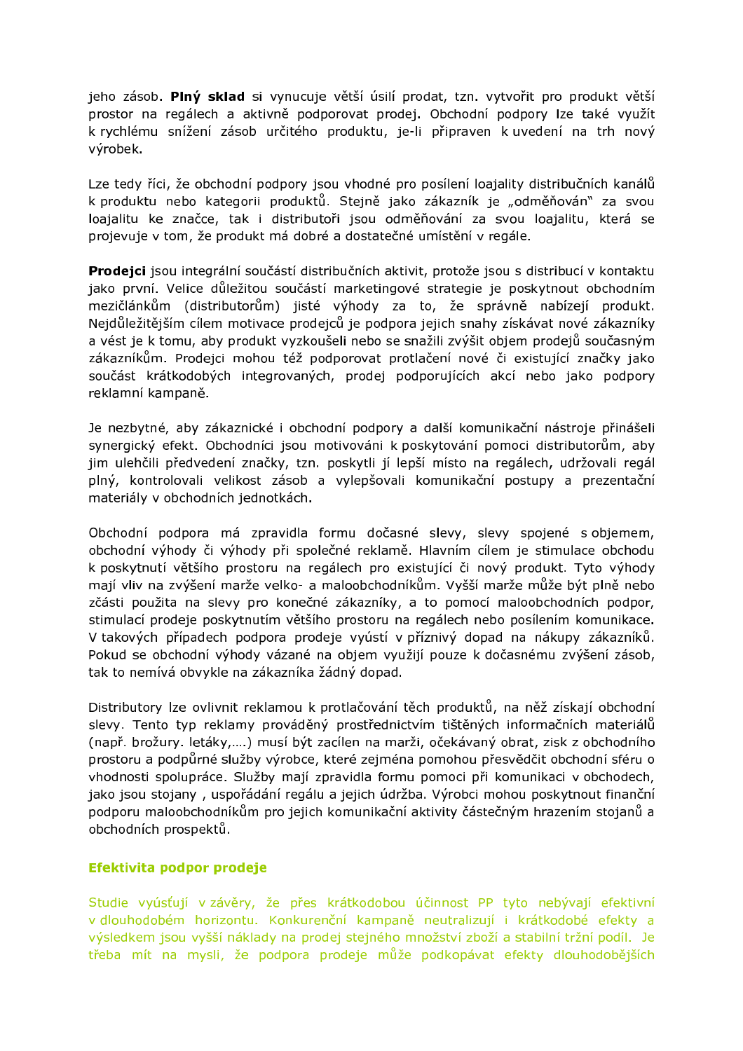jeho zásob. **Plný sklad** si vynucuje větší úsilí prodat, tzn. vytvořit pro produkt větší prostor na regálech a aktivně podporovat prodej. Obchodní podpory lze také využít k rychlému snížení zásob určitého produktu, je-li připraven k uvedení na trh nový výrobek.

Lze tedy říci, že obchodní podpory jsou vhodné pro posílení loajality distribučních kanálů k produktu nebo kategorii produktů. Stejně jako zákazník je „odměňován" za svou loajalitu ke značce, tak i distributoři jsou odměňováni za svou loajalitu, která se projevuje v tom, že produkt má dobré a dostatečné umístění v regále.

**Prodejci** jsou integrální součástí distribučních aktivit, protože jsou s distribucí v kontaktu jako první. Velice důležitou součástí marketingové strategie je poskytnout obchodním mezičlánkům (distributorům) jisté výhody za to, že správně nabízejí produkt. Nejdůležitějším cílem motivace prodejců je podpora jejich snahy získávat nové zákazníky a vést je k tomu, aby produkt vyzkoušeli nebo se snažili zvýšit objem prodejů současným zákazníkům. Prodejci mohou též podporovat protlačení nové či existující značky jako součást krátkodobých integrovaných, prodej podporujících akcí nebo jako podpory reklamní kampaně.

Je nezbytné, aby zákaznické i obchodní podpory a další komunikační nástroje přinášeli synergický efekt. Obchodníci jsou motivováni k poskytování pomoci distributorům, aby jim ulehčili předvedení značky, tzn. poskytli jí lepší místo na regálech, udržovali regál plný, kontrolovali velikost zásob a vylepšovali komunikační postupy a prezentační materiály v obchodních jednotkách.

Obchodní podpora má zpravidla formu dočasné slevy, slevy spojené s objemem, obchodní výhody či výhody při společné reklamě. Hlavním cílem je stimulace obchodu k poskytnutí většího prostoru na regálech pro existující či nový produkt. Tyto výhody mají vliv na zvýšení marže velko- a maloobchodníkům. Vyšší marže může být plně nebo zčásti použita na slevy pro konečné zákazníky, a to pomocí maloobchodních podpor, stimulací prodeje poskytnutím většího prostoru na regálech nebo posílením komunikace. V takových případech podpora prodeje vyústí v příznivý dopad na nákupy zákazníků. Pokud se obchodní výhody vázané na objem využijí pouze k dočasnému zvýšení zásob, tak to nemívá obvykle na zákazníka žádný dopad.

Distributory lze ovlivnit reklamou k protlačování těch produktů, na něž získají obchodní slevy. Tento typ reklamy prováděný prostřednictvím tištěných informačních materiálů (např. brožury. letáky,….) musí být zacílen na marži, očekávaný obrat, zisk z obchodního prostoru a podpůrné služby výrobce, které zejména pomohou přesvědčit obchodní sféru o vhodnosti spolupráce. Služby mají zpravidla formu pomoci při komunikaci v obchodech, jako jsou stojany , uspořádání regálu a jejich údržba. Výrobci mohou poskytnout finanční podporu maloobchodníkům pro jejich komunikační aktivity částečným hrazením stojanů a obchodních prospektů.

### Efektivita podpor prodeje

Studie vyúsťují v závěry, že přes krátkodobou účinnost PP tyto nebývají efektivní v dlouhodobém horizontu. Konkurenční kampaně neutralizují i krátkodobé efekty a výsledkem jsou vyšší náklady na prodej stejného množství zboží a stabilní tržní podíl. Je třeba mít na mysli, že podpora prodeje může podkopávat efekty dlouhodobějších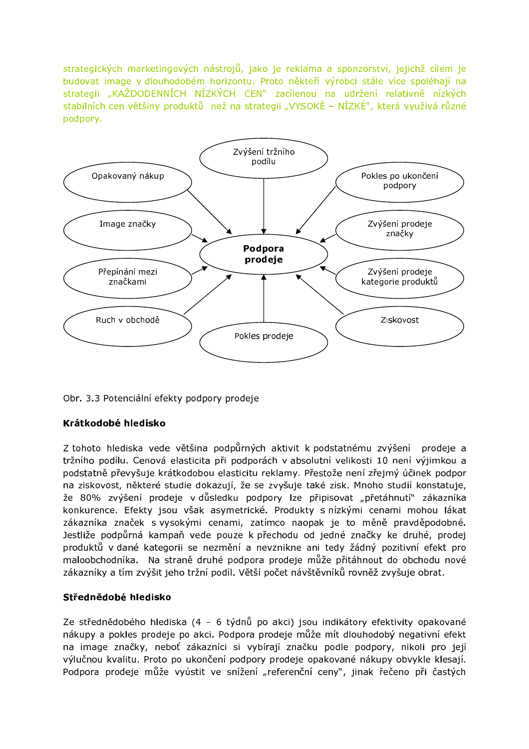strategických marketingových nástrojů, jako je reklama a sponzorství, jejichž cílem je budovat image v dlouhodobém horizontu. Proto někteří výrobci stále více spoléhají na strategii „KAŽDODENNÍCH NÍZKÝCH CEN" zacílenou na udržení relativně nízkých stabilních cen většiny produktů než na strategii „VYSOKÉ – NÍZKÉ", která využívá různé podpory.

**Podpora prodeje**

- Zvýšení tržního podílu
- Pokles po ukončení podpory
- Zvýšení prodeje značky
- Zvýšení prodeje kategorie produktů
- Ziskovost
- Pokles prodeje
- Ruch v obchodě
- Přepínání mezi značkami
- Image značky
- Opakovaný nákup

Obr. 3.3 Potenciální efekty podpory prodeje

**Krátkodobé hledisko**

Z tohoto hlediska vede většina podpůrných aktivit k podstatnému zvýšení prodeje a tržního podílu. Cenová elasticita při podporách v absolutní velikosti 10 není výjimkou a podstatně převyšuje krátkodobou elasticitu reklamy. Přestože není zřejmý účinek podpor na ziskovost, některé studie dokazují, že se zvyšuje také zisk. Mnoho studií konstatuje, že 80% zvýšení prodeje v důsledku podpory lze připisovat „přetáhnutí" zákazníka konkurence. Efekty jsou však asymetrické. Produkty s nízkými cenami mohou lákat zákazníka značek s vysokými cenami, zatímco naopak je to méně pravděpodobné. Jestliže podpůrná kampaň vede pouze k přechodu od jedné značky ke druhé, prodej produktů v dané kategorii se nezmění a nevznikne ani tedy žádný pozitivní efekt pro maloobchodníka. Na straně druhé podpora prodeje může přitáhnout do obchodu nové zákazníky a tím zvýšit jeho tržní podíl. Větší počet návštěvníků rovněž zvyšuje obrat.

**Střednědobé hledisko**

Ze střednědobého hlediska (4 – 6 týdnů po akci) jsou indikátory efektivity opakované nákupy a pokles prodeje po akci. Podpora prodeje může mít dlouhodobý negativní efekt na image značky, neboť zákazníci si vybírají značku podle podpory, nikoli pro její výlučnou kvalitu. Proto po ukončení podpory prodeje opakované nákupy obvykle klesají. Podpora prodeje může vyústit ve snížení „referenční ceny", jinak řečeno při častých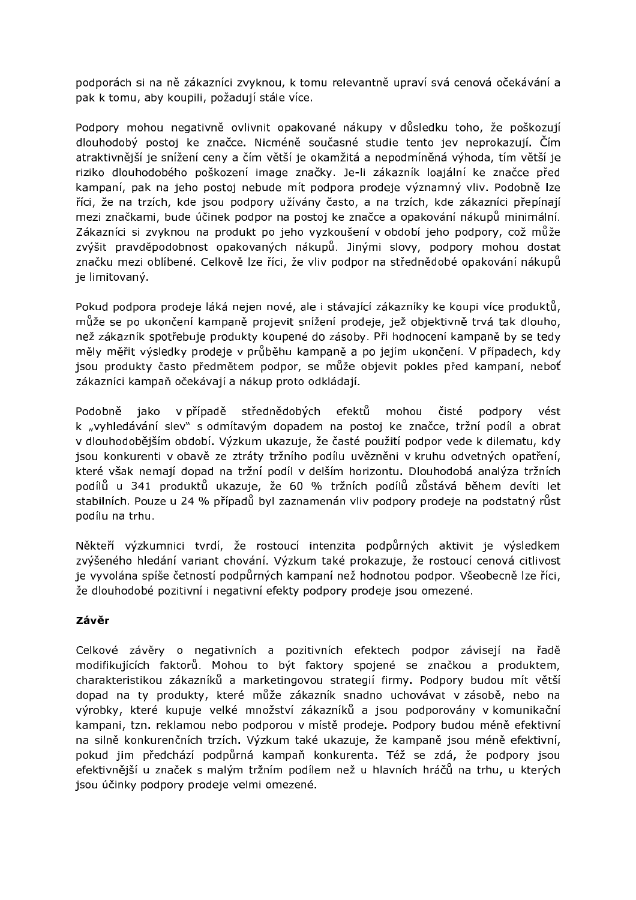podporách si na ně zákazníci zvyknou, k tomu relevantně upraví svá cenová očekávání a pak k tomu, aby koupili, požadují stále více.

Podpory mohou negativně ovlivnit opakované nákupy v důsledku toho, že poškozují dlouhodobý postoj ke značce. Nicméně současné studie tento jev neprokazují. Čím atraktivnější je snížení ceny a čím větší je okamžitá a nepodmíněná výhoda, tím větší je riziko dlouhodobého poškození image značky. Je-li zákazník loajální ke značce před kampaní, pak na jeho postoj nebude mít podpora prodeje významný vliv. Podobně lze říci, že na trzích, kde jsou podpory užívány často, a na trzích, kde zákazníci přepínají mezi značkami, bude účinek podpor na postoj ke značce a opakování nákupů minimální. Zákazníci si zvyknou na produkt po jeho vyzkoušení v období jeho podpory, což může zvýšit pravděpodobnost opakovaných nákupů. Jinými slovy, podpory mohou dostat značku mezi oblíbené. Celkově lze říci, že vliv podpor na střednědobé opakování nákupů je limitovaný.

Pokud podpora prodeje láká nejen nové, ale i stávající zákazníky ke koupi více produktů, může se po ukončení kampaně projevit snížení prodeje, jež objektivně trvá tak dlouho, než zákazník spotřebuje produkty koupené do zásoby. Při hodnocení kampaně by se tedy měly měřit výsledky prodeje v průběhu kampaně a po jejím ukončení. V případech, kdy jsou produkty často předmětem podpor, se může objevit pokles před kampaní, neboť zákazníci kampaň očekávají a nákup proto odkládají.

Podobně jako v případě střednědobých efektů mohou čisté podpory vést k „vyhledávání slev" s odmítavým dopadem na postoj ke značce, tržní podíl a obrat v dlouhodobějším období. Výzkum ukazuje, že časté použití podpor vede k dilematu, kdy jsou konkurenti v obavě ze ztráty tržního podílu uvězněni v kruhu odvetných opatření, které však nemají dopad na tržní podíl v delším horizontu. Dlouhodobá analýza tržních podílů u 341 produktů ukazuje, že 60 % tržních podílů zůstává během devíti let stabilních. Pouze u 24 % případů byl zaznamenán vliv podpory prodeje na podstatný růst podílu na trhu.

Někteří výzkumníci tvrdí, že rostoucí intenzita podpůrných aktivit je výsledkem zvýšeného hledání variant chování. Výzkum také prokazuje, že rostoucí cenová citlivost je vyvolána spíše četností podpůrných kampaní než hodnotou podpor. Všeobecně lze říci, že dlouhodobé pozitivní i negativní efekty podpory prodeje jsou omezené.

**Závěr**

Celkové závěry o negativních a pozitivních efektech podpor závisejí na řadě modifikujících faktorů. Mohou to být faktory spojené se značkou a produktem, charakteristikou zákazníků a marketingovou strategií firmy. Podpory budou mít větší dopad na ty produkty, které může zákazník snadno uchovávat v zásobě, nebo na výrobky, které kupuje velké množství zákazníků a jsou podporovány v komunikační kampani, tzn. reklamou nebo podporou v místě prodeje. Podpory budou méně efektivní na silně konkurenčních trzích. Výzkum také ukazuje, že kampaně jsou méně efektivní, pokud jim předchází podpůrná kampaň konkurenta. Též se zdá, že podpory jsou efektivnější u značek s malým tržním podílem než u hlavních hráčů na trhu, u kterých jsou účinky podpory prodeje velmi omezené.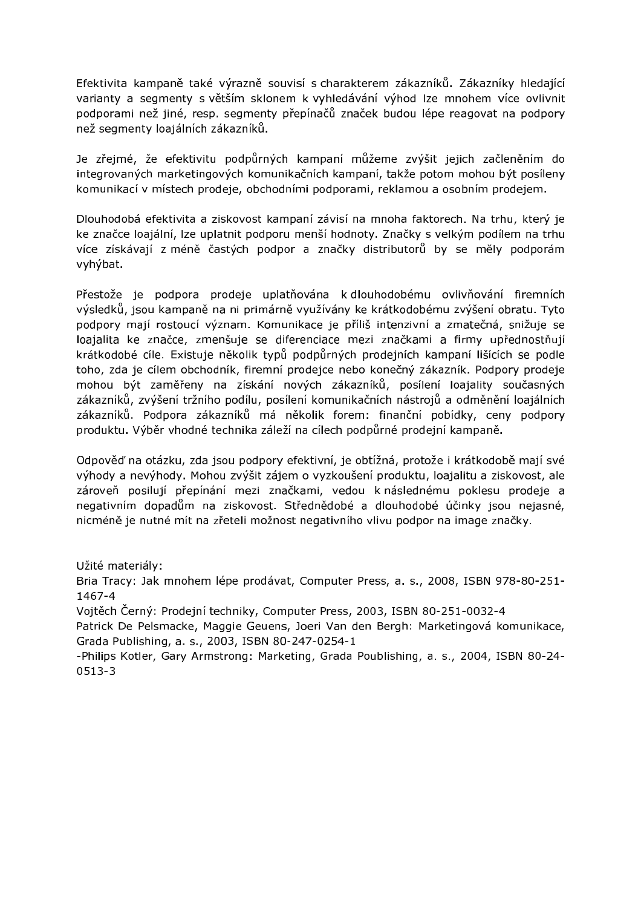Efektivita kampaně také výrazně souvisí s charakterem zákazníků. Zákazníky hledající varianty a segmenty s větším sklonem k vyhledávání výhod lze mnohem více ovlivnit podporami než jiné, resp. segmenty přepínačů značek budou lépe reagovat na podpory než segmenty loajálních zákazníků.

Je zřejmé, že efektivitu podpůrných kampaní můžeme zvýšit jejich začleněním do integrovaných marketingových komunikačních kampaní, takže potom mohou být posíleny komunikací v místech prodeje, obchodními podporami, reklamou a osobním prodejem.

Dlouhodobá efektivita a ziskovost kampaní závisí na mnoha faktorech. Na trhu, který je ke značce loajální, lze uplatnit podporu menší hodnoty. Značky s velkým podílem na trhu více získávají z méně častých podpor a značky distributorů by se měly podporám vyhýbat.

Přestože je podpora prodeje uplatňována k dlouhodobému ovlivňování firemních výsledků, jsou kampaně na ni primárně využívány ke krátkodobému zvýšení obratu. Tyto podpory mají rostoucí význam. Komunikace je příliš intenzivní a zmatečná, snižuje se loajalita ke značce, zmenšuje se diferenciace mezi značkami a firmy upřednostňují krátkodobé cíle. Existuje několik typů podpůrných prodejních kampaní lišících se podle toho, zda je cílem obchodník, firemní prodejce nebo konečný zákazník. Podpory prodeje mohou být zaměřeny na získání nových zákazníků, posílení loajality současných zákazníků, zvýšení tržního podílu, posílení komunikačních nástrojů a odměnění loajálních zákazníků. Podpora zákazníků má několik forem: finanční pobídky, ceny podpory produktu. Výběr vhodné technika záleží na cílech podpůrné prodejní kampaně.

Odpověď na otázku, zda jsou podpory efektivní, je obtížná, protože i krátkodobě mají své výhody a nevýhody. Mohou zvýšit zájem o vyzkoušení produktu, loajalitu a ziskovost, ale zároveň posilují přepínání mezi značkami, vedou k následnému poklesu prodeje a negativním dopadům na ziskovost. Střednědobé a dlouhodobé účinky jsou nejasné, nicméně je nutné mít na zřeteli možnost negativního vlivu podpor na image značky.

Užité materiály:
Bria Tracy: Jak mnohem lépe prodávat, Computer Press, a. s., 2008, ISBN 978-80-251-1467-4
Vojtěch Černý: Prodejní techniky, Computer Press, 2003, ISBN 80-251-0032-4
Patrick De Pelsmacke, Maggie Geuens, Joeri Van den Bergh: Marketingová komunikace, Grada Publishing, a. s., 2003, ISBN 80-247-0254-1
-Philips Kotler, Gary Armstrong: Marketing, Grada Poublishing, a. s., 2004, ISBN 80-24-0513-3